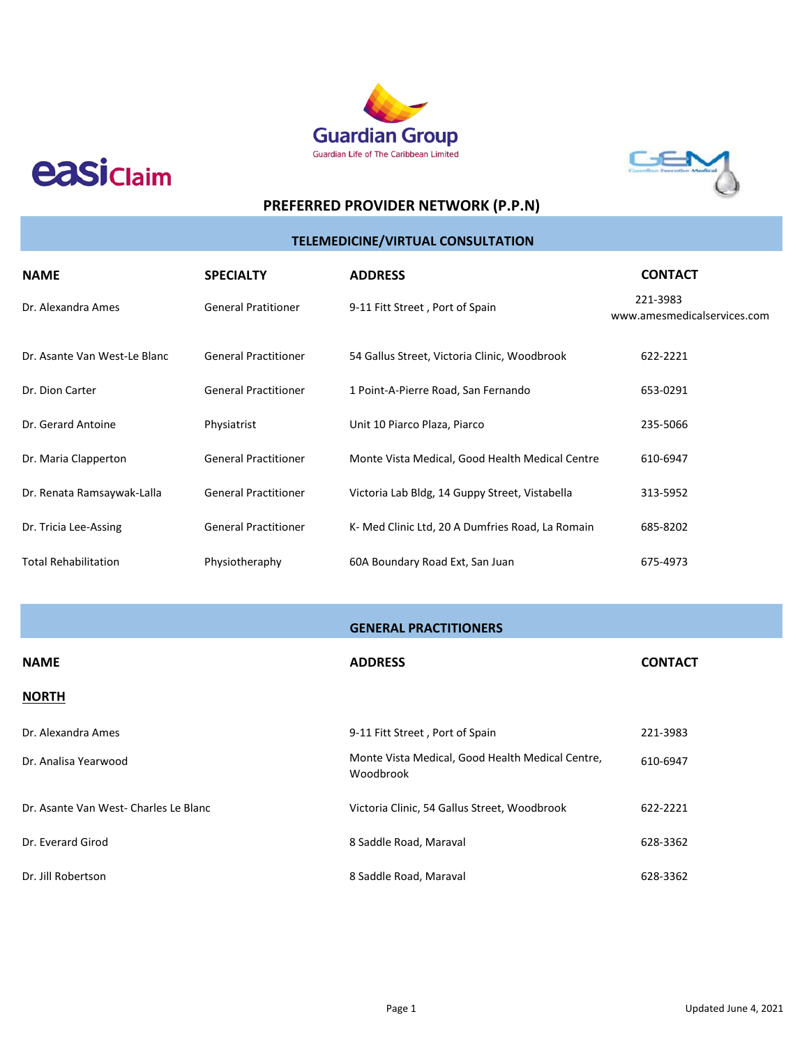easiClaim

Guardian Group
Guardian Life of The Caribbean Limited

GEM Guardian Executive Medical

# PREFERRED PROVIDER NETWORK (P.P.N)

## TELEMEDICINE/VIRTUAL CONSULTATION

| NAME | SPECIALTY | ADDRESS | CONTACT |
|---|---|---|---|
| Dr. Alexandra Ames | General Pratitioner | 9-11 Fitt Street , Port of Spain | 221-3983 www.amesmedicalservices.com |
| Dr. Asante Van West-Le Blanc | General Practitioner | 54 Gallus Street, Victoria Clinic, Woodbrook | 622-2221 |
| Dr. Dion Carter | General Practitioner | 1 Point-A-Pierre Road, San Fernando | 653-0291 |
| Dr. Gerard Antoine | Physiatrist | Unit 10 Piarco Plaza, Piarco | 235-5066 |
| Dr. Maria Clapperton | General Practitioner | Monte Vista Medical, Good Health Medical Centre | 610-6947 |
| Dr. Renata Ramsaywak-Lalla | General Practitioner | Victoria Lab Bldg, 14 Guppy Street, Vistabella | 313-5952 |
| Dr. Tricia Lee-Assing | General Practitioner | K- Med Clinic Ltd, 20 A Dumfries Road, La Romain | 685-8202 |
| Total Rehabilitation | Physiotheraphy | 60A Boundary Road Ext, San Juan | 675-4973 |

## GENERAL PRACTITIONERS

| NAME | ADDRESS | CONTACT |
|---|---|---|
| **NORTH** | | |
| Dr. Alexandra Ames | 9-11 Fitt Street , Port of Spain | 221-3983 |
| Dr. Analisa Yearwood | Monte Vista Medical, Good Health Medical Centre, Woodbrook | 610-6947 |
| Dr. Asante Van West- Charles Le Blanc | Victoria Clinic, 54 Gallus Street, Woodbrook | 622-2221 |
| Dr. Everard Girod | 8 Saddle Road, Maraval | 628-3362 |
| Dr. Jill Robertson | 8 Saddle Road, Maraval | 628-3362 |

Updated June 4, 2021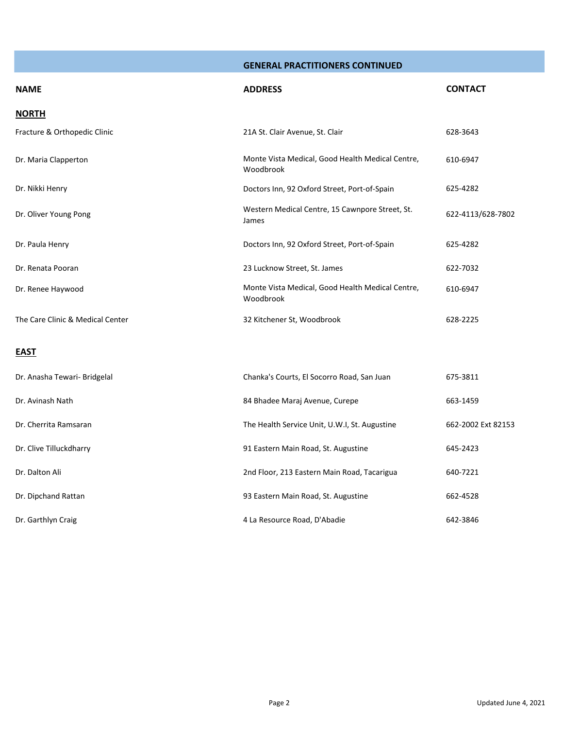## GENERAL PRACTITIONERS CONTINUED

| NAME | ADDRESS | CONTACT |
|---|---|---|
| **NORTH** | | |
| Fracture & Orthopedic Clinic | 21A St. Clair Avenue, St. Clair | 628-3643 |
| Dr. Maria Clapperton | Monte Vista Medical, Good Health Medical Centre, Woodbrook | 610-6947 |
| Dr. Nikki Henry | Doctors Inn, 92 Oxford Street, Port-of-Spain | 625-4282 |
| Dr. Oliver Young Pong | Western Medical Centre, 15 Cawnpore Street, St. James | 622-4113/628-7802 |
| Dr. Paula Henry | Doctors Inn, 92 Oxford Street, Port-of-Spain | 625-4282 |
| Dr. Renata Pooran | 23 Lucknow Street, St. James | 622-7032 |
| Dr. Renee Haywood | Monte Vista Medical, Good Health Medical Centre, Woodbrook | 610-6947 |
| The Care Clinic & Medical Center | 32 Kitchener St, Woodbrook | 628-2225 |
| **EAST** | | |
| Dr. Anasha Tewari- Bridgelal | Chanka's Courts, El Socorro Road, San Juan | 675-3811 |
| Dr. Avinash Nath | 84 Bhadee Maraj Avenue, Curepe | 663-1459 |
| Dr. Cherrita Ramsaran | The Health Service Unit, U.W.I, St. Augustine | 662-2002 Ext 82153 |
| Dr. Clive Tilluckdharry | 91 Eastern Main Road, St. Augustine | 645-2423 |
| Dr. Dalton Ali | 2nd Floor, 213 Eastern Main Road, Tacarigua | 640-7221 |
| Dr. Dipchand Rattan | 93 Eastern Main Road, St. Augustine | 662-4528 |
| Dr. Garthlyn Craig | 4 La Resource Road, D'Abadie | 642-3846 |

Updated June 4, 2021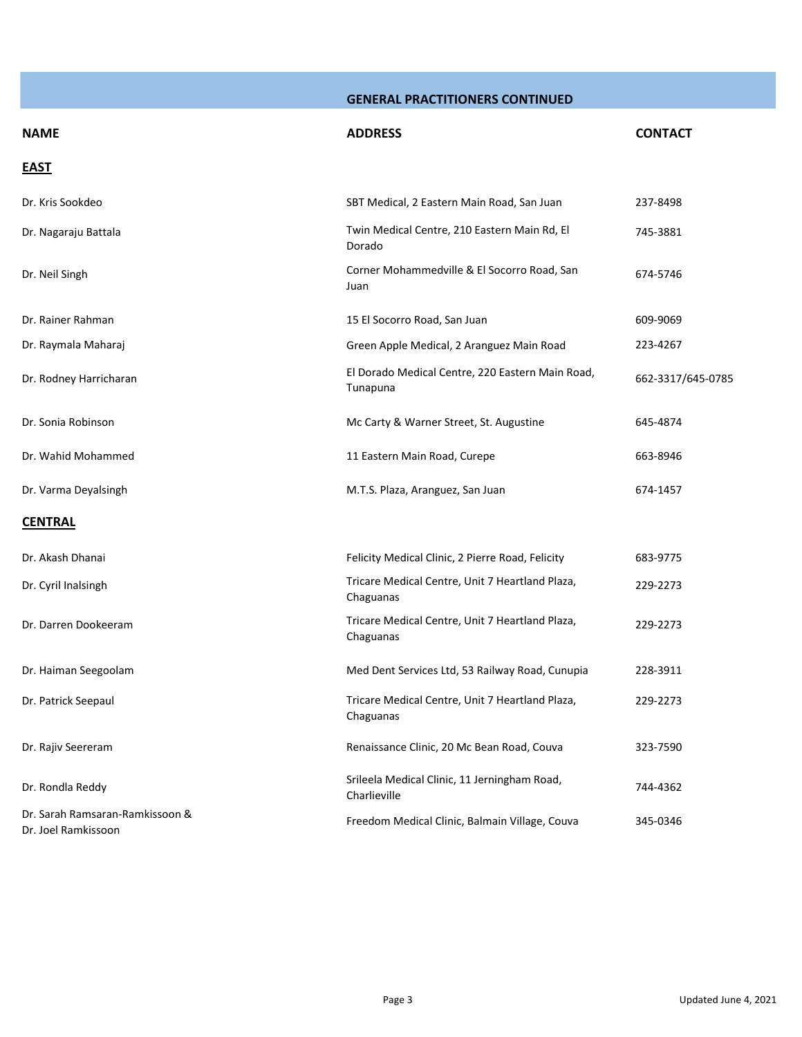## GENERAL PRACTITIONERS CONTINUED

| NAME | ADDRESS | CONTACT |
| --- | --- | --- |
| **EAST** | | |
| Dr. Kris Sookdeo | SBT Medical, 2 Eastern Main Road, San Juan | 237-8498 |
| Dr. Nagaraju Battala | Twin Medical Centre, 210 Eastern Main Rd, El Dorado | 745-3881 |
| Dr. Neil Singh | Corner Mohammedville & El Socorro Road, San Juan | 674-5746 |
| Dr. Rainer Rahman | 15 El Socorro Road, San Juan | 609-9069 |
| Dr. Raymala Maharaj | Green Apple Medical, 2 Aranguez Main Road | 223-4267 |
| Dr. Rodney Harricharan | El Dorado Medical Centre, 220 Eastern Main Road, Tunapuna | 662-3317/645-0785 |
| Dr. Sonia Robinson | Mc Carty & Warner Street, St. Augustine | 645-4874 |
| Dr. Wahid Mohammed | 11 Eastern Main Road, Curepe | 663-8946 |
| Dr. Varma Deyalsingh | M.T.S. Plaza, Aranguez, San Juan | 674-1457 |
| **CENTRAL** | | |
| Dr. Akash Dhanai | Felicity Medical Clinic, 2 Pierre Road, Felicity | 683-9775 |
| Dr. Cyril Inalsingh | Tricare Medical Centre, Unit 7 Heartland Plaza, Chaguanas | 229-2273 |
| Dr. Darren Dookeeram | Tricare Medical Centre, Unit 7 Heartland Plaza, Chaguanas | 229-2273 |
| Dr. Haiman Seegoolam | Med Dent Services Ltd, 53 Railway Road, Cunupia | 228-3911 |
| Dr. Patrick Seepaul | Tricare Medical Centre, Unit 7 Heartland Plaza, Chaguanas | 229-2273 |
| Dr. Rajiv Seereram | Renaissance Clinic, 20 Mc Bean Road, Couva | 323-7590 |
| Dr. Rondla Reddy | Srileela Medical Clinic, 11 Jerningham Road, Charlieville | 744-4362 |
| Dr. Sarah Ramsaran-Ramkissoon & Dr. Joel Ramkissoon | Freedom Medical Clinic, Balmain Village, Couva | 345-0346 |

Updated June 4, 2021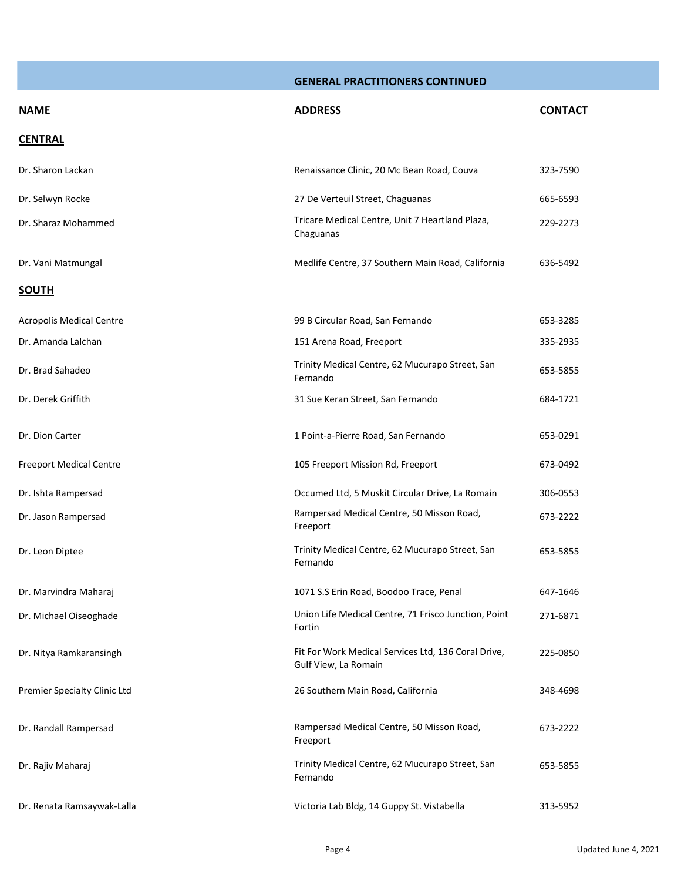## GENERAL PRACTITIONERS CONTINUED

| NAME | ADDRESS | CONTACT |
|---|---|---|
| **CENTRAL** | | |
| Dr. Sharon Lackan | Renaissance Clinic, 20 Mc Bean Road, Couva | 323-7590 |
| Dr. Selwyn Rocke | 27 De Verteuil Street, Chaguanas | 665-6593 |
| Dr. Sharaz Mohammed | Tricare Medical Centre, Unit 7 Heartland Plaza, Chaguanas | 229-2273 |
| Dr. Vani Matmungal | Medlife Centre, 37 Southern Main Road, California | 636-5492 |
| **SOUTH** | | |
| Acropolis Medical Centre | 99 B Circular Road, San Fernando | 653-3285 |
| Dr. Amanda Lalchan | 151 Arena Road, Freeport | 335-2935 |
| Dr. Brad Sahadeo | Trinity Medical Centre, 62 Mucurapo Street, San Fernando | 653-5855 |
| Dr. Derek Griffith | 31 Sue Keran Street, San Fernando | 684-1721 |
| Dr. Dion Carter | 1 Point-a-Pierre Road, San Fernando | 653-0291 |
| Freeport Medical Centre | 105 Freeport Mission Rd, Freeport | 673-0492 |
| Dr. Ishta Rampersad | Occumed Ltd, 5 Muskit Circular Drive, La Romain | 306-0553 |
| Dr. Jason Rampersad | Rampersad Medical Centre, 50 Misson Road, Freeport | 673-2222 |
| Dr. Leon Diptee | Trinity Medical Centre, 62 Mucurapo Street, San Fernando | 653-5855 |
| Dr. Marvindra Maharaj | 1071 S.S Erin Road, Boodoo Trace, Penal | 647-1646 |
| Dr. Michael Oiseoghade | Union Life Medical Centre, 71 Frisco Junction, Point Fortin | 271-6871 |
| Dr. Nitya Ramkaransingh | Fit For Work Medical Services Ltd, 136 Coral Drive, Gulf View, La Romain | 225-0850 |
| Premier Specialty Clinic Ltd | 26 Southern Main Road, California | 348-4698 |
| Dr. Randall Rampersad | Rampersad Medical Centre, 50 Misson Road, Freeport | 673-2222 |
| Dr. Rajiv Maharaj | Trinity Medical Centre, 62 Mucurapo Street, San Fernando | 653-5855 |
| Dr. Renata Ramsaywak-Lalla | Victoria Lab Bldg, 14 Guppy St. Vistabella | 313-5952 |

Updated June 4, 2021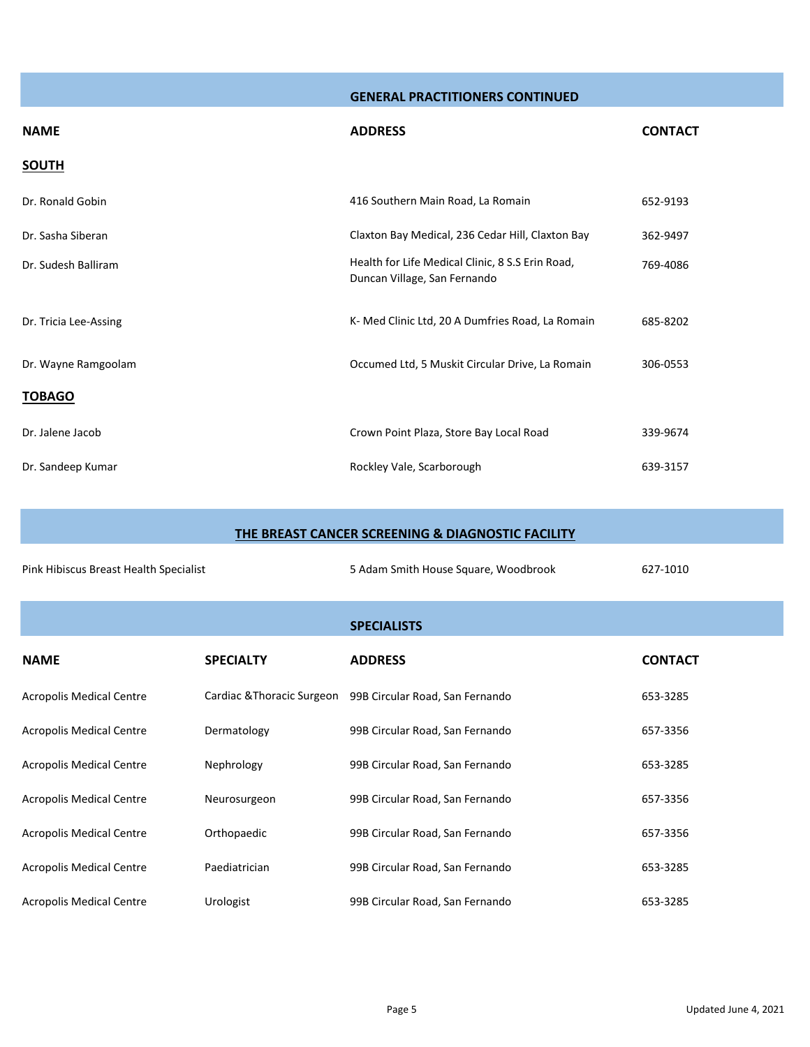## GENERAL PRACTITIONERS CONTINUED

| NAME | ADDRESS | CONTACT |
|---|---|---|
| **SOUTH** | | |
| Dr. Ronald Gobin | 416 Southern Main Road, La Romain | 652-9193 |
| Dr. Sasha Siberan | Claxton Bay Medical, 236 Cedar Hill, Claxton Bay | 362-9497 |
| Dr. Sudesh Balliram | Health for Life Medical Clinic, 8 S.S Erin Road, Duncan Village, San Fernando | 769-4086 |
| Dr. Tricia Lee-Assing | K- Med Clinic Ltd, 20 A Dumfries Road, La Romain | 685-8202 |
| Dr. Wayne Ramgoolam | Occumed Ltd, 5 Muskit Circular Drive, La Romain | 306-0553 |
| **TOBAGO** | | |
| Dr. Jalene Jacob | Crown Point Plaza, Store Bay Local Road | 339-9674 |
| Dr. Sandeep Kumar | Rockley Vale, Scarborough | 639-3157 |

## THE BREAST CANCER SCREENING & DIAGNOSTIC FACILITY

| | | |
|---|---|---|
| Pink Hibiscus Breast Health Specialist | 5 Adam Smith House Square, Woodbrook | 627-1010 |

## SPECIALISTS

| NAME | SPECIALTY | ADDRESS | CONTACT |
|---|---|---|---|
| Acropolis Medical Centre | Cardiac &Thoracic Surgeon | 99B Circular Road, San Fernando | 653-3285 |
| Acropolis Medical Centre | Dermatology | 99B Circular Road, San Fernando | 657-3356 |
| Acropolis Medical Centre | Nephrology | 99B Circular Road, San Fernando | 653-3285 |
| Acropolis Medical Centre | Neurosurgeon | 99B Circular Road, San Fernando | 657-3356 |
| Acropolis Medical Centre | Orthopaedic | 99B Circular Road, San Fernando | 657-3356 |
| Acropolis Medical Centre | Paediatrician | 99B Circular Road, San Fernando | 653-3285 |
| Acropolis Medical Centre | Urologist | 99B Circular Road, San Fernando | 653-3285 |

Updated June 4, 2021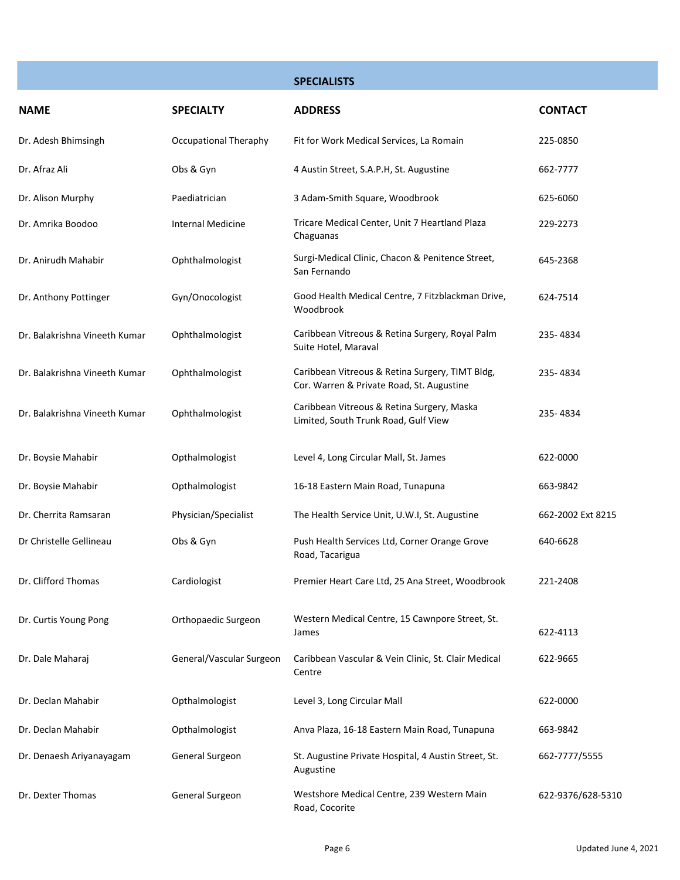## SPECIALISTS

| NAME | SPECIALTY | ADDRESS | CONTACT |
|---|---|---|---|
| Dr. Adesh Bhimsingh | Occupational Theraphy | Fit for Work Medical Services, La Romain | 225-0850 |
| Dr. Afraz Ali | Obs & Gyn | 4 Austin Street, S.A.P.H, St. Augustine | 662-7777 |
| Dr. Alison Murphy | Paediatrician | 3 Adam-Smith Square, Woodbrook | 625-6060 |
| Dr. Amrika Boodoo | Internal Medicine | Tricare Medical Center, Unit 7 Heartland Plaza Chaguanas | 229-2273 |
| Dr. Anirudh Mahabir | Ophthalmologist | Surgi-Medical Clinic, Chacon & Penitence Street, San Fernando | 645-2368 |
| Dr. Anthony Pottinger | Gyn/Onocologist | Good Health Medical Centre, 7 Fitzblackman Drive, Woodbrook | 624-7514 |
| Dr. Balakrishna Vineeth Kumar | Ophthalmologist | Caribbean Vitreous & Retina Surgery, Royal Palm Suite Hotel, Maraval | 235- 4834 |
| Dr. Balakrishna Vineeth Kumar | Ophthalmologist | Caribbean Vitreous & Retina Surgery, TIMT Bldg, Cor. Warren & Private Road, St. Augustine | 235- 4834 |
| Dr. Balakrishna Vineeth Kumar | Ophthalmologist | Caribbean Vitreous & Retina Surgery, Maska Limited, South Trunk Road, Gulf View | 235- 4834 |
| Dr. Boysie Mahabir | Opthalmologist | Level 4, Long Circular Mall, St. James | 622-0000 |
| Dr. Boysie Mahabir | Opthalmologist | 16-18 Eastern Main Road, Tunapuna | 663-9842 |
| Dr. Cherrita Ramsaran | Physician/Specialist | The Health Service Unit, U.W.I, St. Augustine | 662-2002 Ext 8215 |
| Dr Christelle Gellineau | Obs & Gyn | Push Health Services Ltd, Corner Orange Grove Road, Tacarigua | 640-6628 |
| Dr. Clifford Thomas | Cardiologist | Premier Heart Care Ltd, 25 Ana Street, Woodbrook | 221-2408 |
| Dr. Curtis Young Pong | Orthopaedic Surgeon | Western Medical Centre, 15 Cawnpore Street, St. James | 622-4113 |
| Dr. Dale Maharaj | General/Vascular Surgeon | Caribbean Vascular & Vein Clinic, St. Clair Medical Centre | 622-9665 |
| Dr. Declan Mahabir | Opthalmologist | Level 3, Long Circular Mall | 622-0000 |
| Dr. Declan Mahabir | Opthalmologist | Anva Plaza, 16-18 Eastern Main Road, Tunapuna | 663-9842 |
| Dr. Denaesh Ariyanayagam | General Surgeon | St. Augustine Private Hospital, 4 Austin Street, St. Augustine | 662-7777/5555 |
| Dr. Dexter Thomas | General Surgeon | Westshore Medical Centre, 239 Western Main Road, Cocorite | 622-9376/628-5310 |

Updated June 4, 2021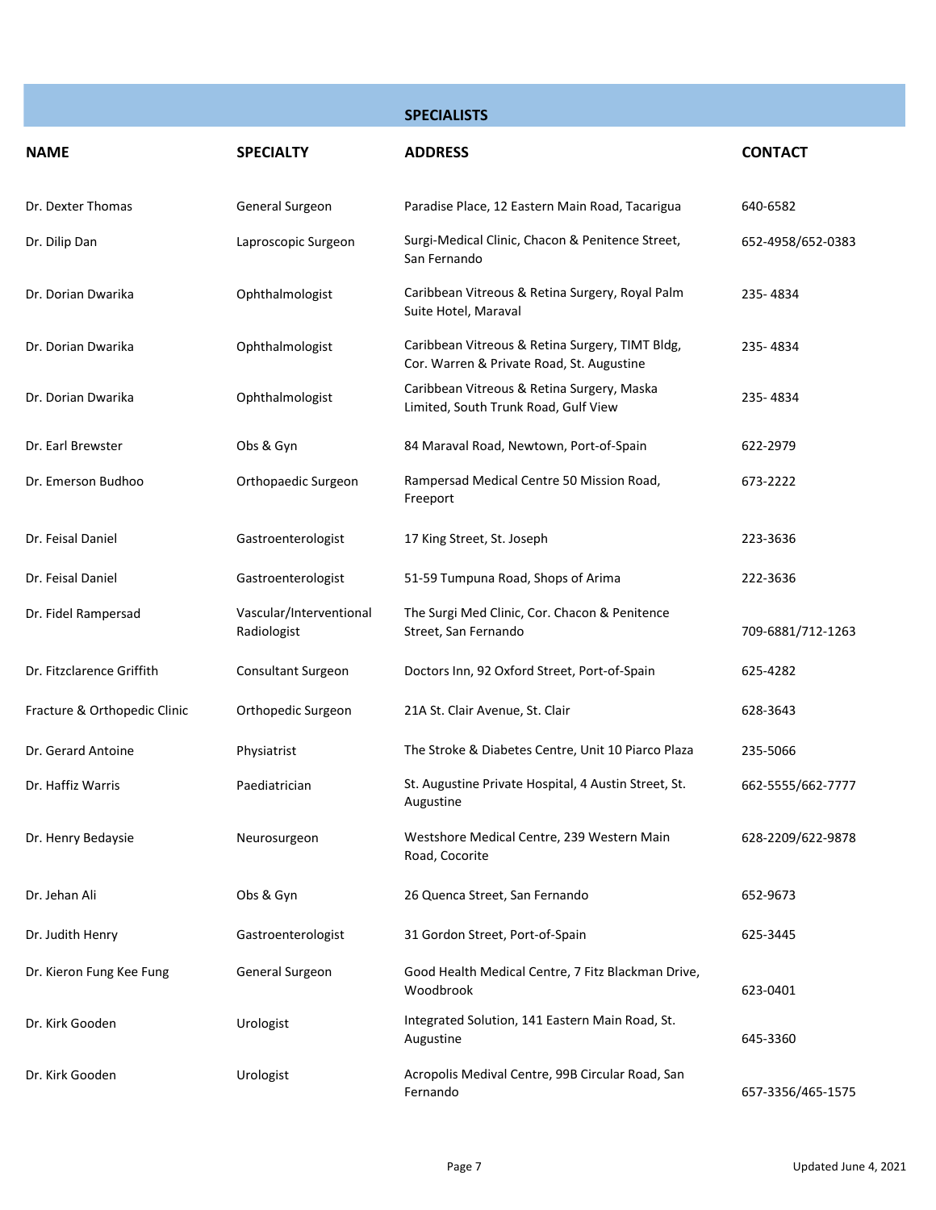## SPECIALISTS

| NAME | SPECIALTY | ADDRESS | CONTACT |
|---|---|---|---|
| Dr. Dexter Thomas | General Surgeon | Paradise Place, 12 Eastern Main Road, Tacarigua | 640-6582 |
| Dr. Dilip Dan | Laproscopic Surgeon | Surgi-Medical Clinic, Chacon & Penitence Street, San Fernando | 652-4958/652-0383 |
| Dr. Dorian Dwarika | Ophthalmologist | Caribbean Vitreous & Retina Surgery, Royal Palm Suite Hotel, Maraval | 235- 4834 |
| Dr. Dorian Dwarika | Ophthalmologist | Caribbean Vitreous & Retina Surgery, TIMT Bldg, Cor. Warren & Private Road, St. Augustine | 235- 4834 |
| Dr. Dorian Dwarika | Ophthalmologist | Caribbean Vitreous & Retina Surgery, Maska Limited, South Trunk Road, Gulf View | 235- 4834 |
| Dr. Earl Brewster | Obs & Gyn | 84 Maraval Road, Newtown, Port-of-Spain | 622-2979 |
| Dr. Emerson Budhoo | Orthopaedic Surgeon | Rampersad Medical Centre 50 Mission Road, Freeport | 673-2222 |
| Dr. Feisal Daniel | Gastroenterologist | 17 King Street, St. Joseph | 223-3636 |
| Dr. Feisal Daniel | Gastroenterologist | 51-59 Tumpuna Road, Shops of Arima | 222-3636 |
| Dr. Fidel Rampersad | Vascular/Interventional Radiologist | The Surgi Med Clinic, Cor. Chacon & Penitence Street, San Fernando | 709-6881/712-1263 |
| Dr. Fitzclarence Griffith | Consultant Surgeon | Doctors Inn, 92 Oxford Street, Port-of-Spain | 625-4282 |
| Fracture & Orthopedic Clinic | Orthopedic Surgeon | 21A St. Clair Avenue, St. Clair | 628-3643 |
| Dr. Gerard Antoine | Physiatrist | The Stroke & Diabetes Centre, Unit 10 Piarco Plaza | 235-5066 |
| Dr. Haffiz Warris | Paediatrician | St. Augustine Private Hospital, 4 Austin Street, St. Augustine | 662-5555/662-7777 |
| Dr. Henry Bedaysie | Neurosurgeon | Westshore Medical Centre, 239 Western Main Road, Cocorite | 628-2209/622-9878 |
| Dr. Jehan Ali | Obs & Gyn | 26 Quenca Street, San Fernando | 652-9673 |
| Dr. Judith Henry | Gastroenterologist | 31 Gordon Street, Port-of-Spain | 625-3445 |
| Dr. Kieron Fung Kee Fung | General Surgeon | Good Health Medical Centre, 7 Fitz Blackman Drive, Woodbrook | 623-0401 |
| Dr. Kirk Gooden | Urologist | Integrated Solution, 141 Eastern Main Road, St. Augustine | 645-3360 |
| Dr. Kirk Gooden | Urologist | Acropolis Medival Centre, 99B Circular Road, San Fernando | 657-3356/465-1575 |

Updated June 4, 2021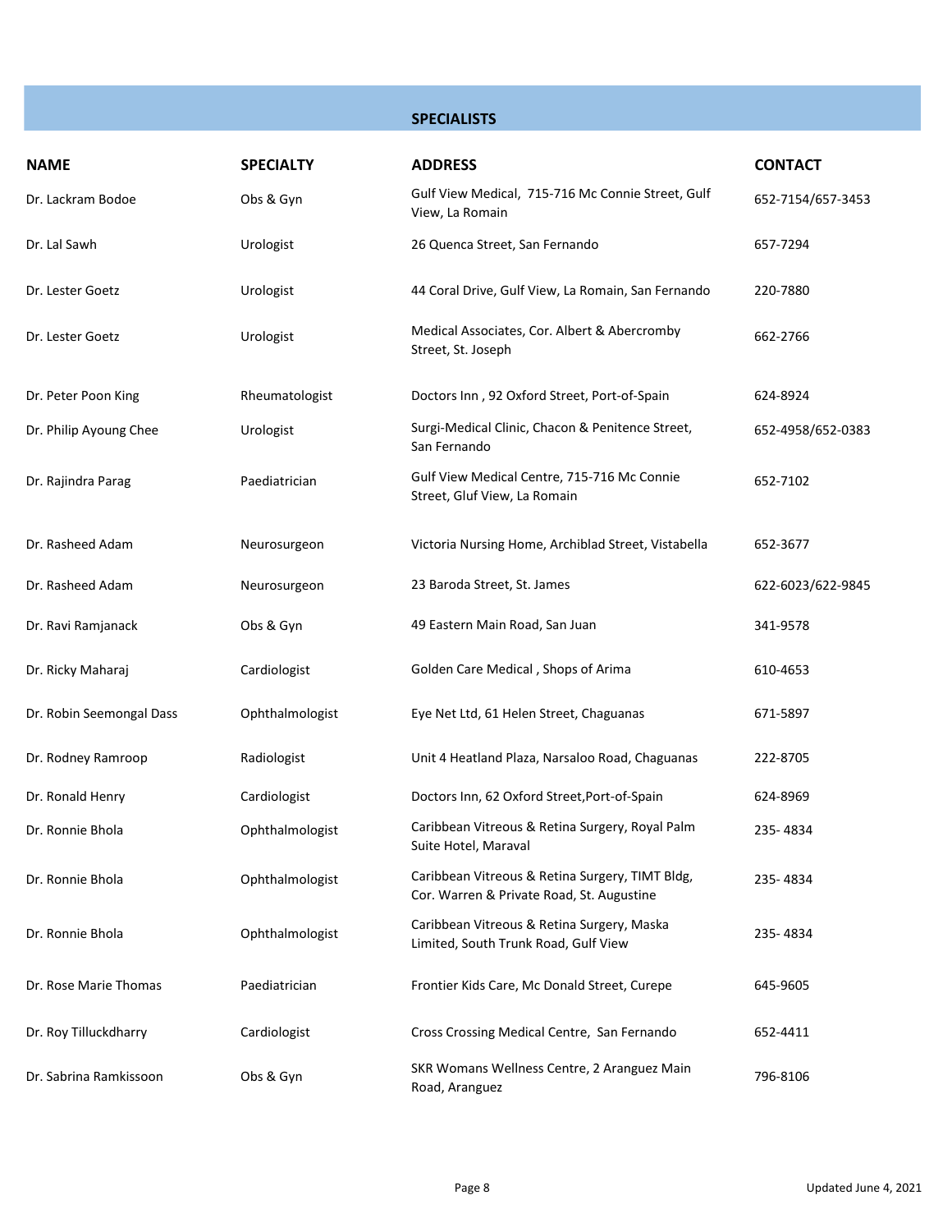## SPECIALISTS

| NAME | SPECIALTY | ADDRESS | CONTACT |
|---|---|---|---|
| Dr. Lackram Bodoe | Obs & Gyn | Gulf View Medical, 715-716 Mc Connie Street, Gulf View, La Romain | 652-7154/657-3453 |
| Dr. Lal Sawh | Urologist | 26 Quenca Street, San Fernando | 657-7294 |
| Dr. Lester Goetz | Urologist | 44 Coral Drive, Gulf View, La Romain, San Fernando | 220-7880 |
| Dr. Lester Goetz | Urologist | Medical Associates, Cor. Albert & Abercromby Street, St. Joseph | 662-2766 |
| Dr. Peter Poon King | Rheumatologist | Doctors Inn , 92 Oxford Street, Port-of-Spain | 624-8924 |
| Dr. Philip Ayoung Chee | Urologist | Surgi-Medical Clinic, Chacon & Penitence Street, San Fernando | 652-4958/652-0383 |
| Dr. Rajindra Parag | Paediatrician | Gulf View Medical Centre, 715-716 Mc Connie Street, Gluf View, La Romain | 652-7102 |
| Dr. Rasheed Adam | Neurosurgeon | Victoria Nursing Home, Archiblad Street, Vistabella | 652-3677 |
| Dr. Rasheed Adam | Neurosurgeon | 23 Baroda Street, St. James | 622-6023/622-9845 |
| Dr. Ravi Ramjanack | Obs & Gyn | 49 Eastern Main Road, San Juan | 341-9578 |
| Dr. Ricky Maharaj | Cardiologist | Golden Care Medical , Shops of Arima | 610-4653 |
| Dr. Robin Seemongal Dass | Ophthalmologist | Eye Net Ltd, 61 Helen Street, Chaguanas | 671-5897 |
| Dr. Rodney Ramroop | Radiologist | Unit 4 Heatland Plaza, Narsaloo Road, Chaguanas | 222-8705 |
| Dr. Ronald Henry | Cardiologist | Doctors Inn, 62 Oxford Street,Port-of-Spain | 624-8969 |
| Dr. Ronnie Bhola | Ophthalmologist | Caribbean Vitreous & Retina Surgery, Royal Palm Suite Hotel, Maraval | 235- 4834 |
| Dr. Ronnie Bhola | Ophthalmologist | Caribbean Vitreous & Retina Surgery, TIMT Bldg, Cor. Warren & Private Road, St. Augustine | 235- 4834 |
| Dr. Ronnie Bhola | Ophthalmologist | Caribbean Vitreous & Retina Surgery, Maska Limited, South Trunk Road, Gulf View | 235- 4834 |
| Dr. Rose Marie Thomas | Paediatrician | Frontier Kids Care, Mc Donald Street, Curepe | 645-9605 |
| Dr. Roy Tilluckdharry | Cardiologist | Cross Crossing Medical Centre, San Fernando | 652-4411 |
| Dr. Sabrina Ramkissoon | Obs & Gyn | SKR Womans Wellness Centre, 2 Aranguez Main Road, Aranguez | 796-8106 |

Updated June 4, 2021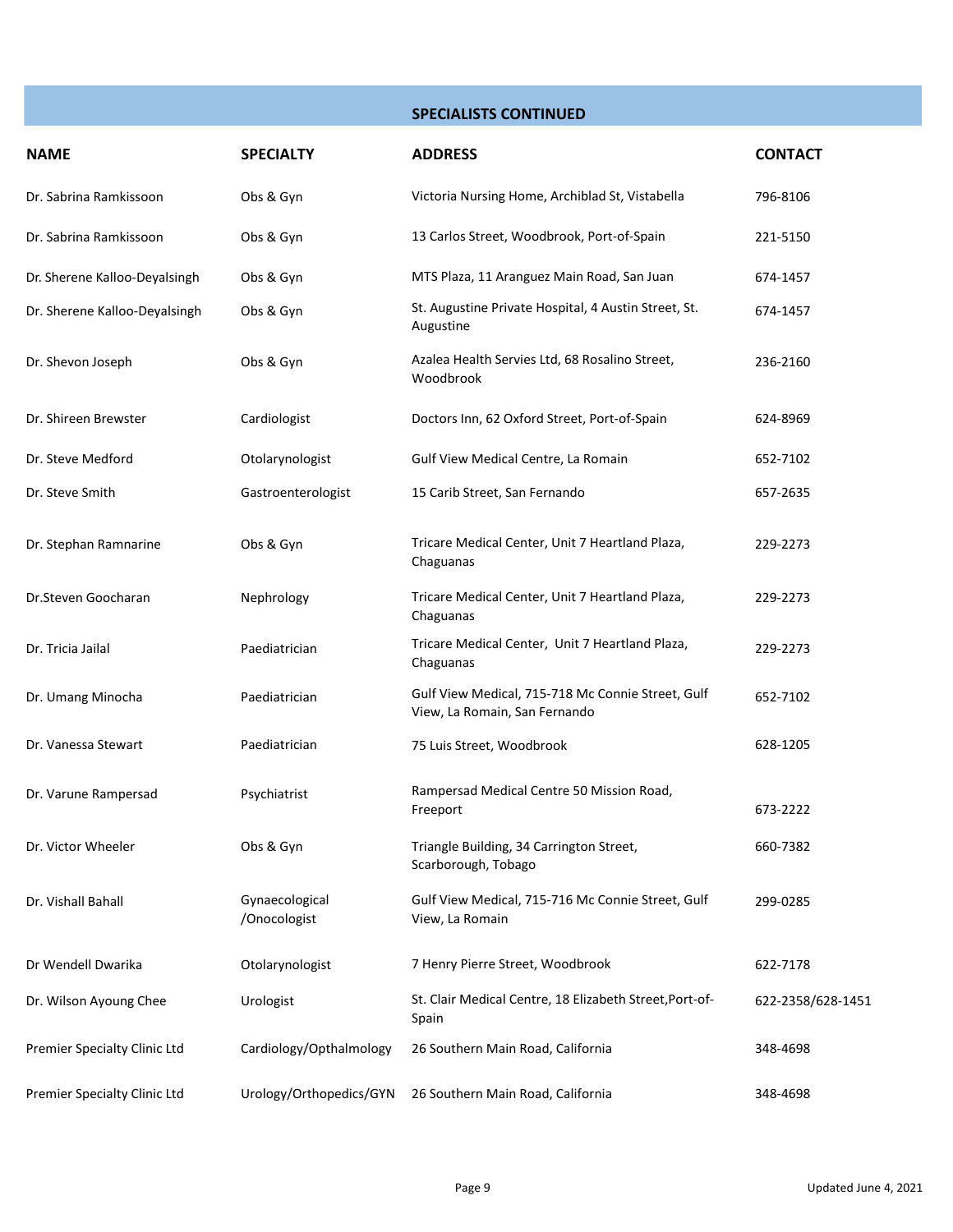## SPECIALISTS CONTINUED

| NAME | SPECIALTY | ADDRESS | CONTACT |
|---|---|---|---|
| Dr. Sabrina Ramkissoon | Obs & Gyn | Victoria Nursing Home, Archiblad St, Vistabella | 796-8106 |
| Dr. Sabrina Ramkissoon | Obs & Gyn | 13 Carlos Street, Woodbrook, Port-of-Spain | 221-5150 |
| Dr. Sherene Kalloo-Deyalsingh | Obs & Gyn | MTS Plaza, 11 Aranguez Main Road, San Juan | 674-1457 |
| Dr. Sherene Kalloo-Deyalsingh | Obs & Gyn | St. Augustine Private Hospital, 4 Austin Street, St. Augustine | 674-1457 |
| Dr. Shevon Joseph | Obs & Gyn | Azalea Health Servies Ltd, 68 Rosalino Street, Woodbrook | 236-2160 |
| Dr. Shireen Brewster | Cardiologist | Doctors Inn, 62 Oxford Street, Port-of-Spain | 624-8969 |
| Dr. Steve Medford | Otolarynologist | Gulf View Medical Centre, La Romain | 652-7102 |
| Dr. Steve Smith | Gastroenterologist | 15 Carib Street, San Fernando | 657-2635 |
| Dr. Stephan Ramnarine | Obs & Gyn | Tricare Medical Center, Unit 7 Heartland Plaza, Chaguanas | 229-2273 |
| Dr.Steven Goocharan | Nephrology | Tricare Medical Center, Unit 7 Heartland Plaza, Chaguanas | 229-2273 |
| Dr. Tricia Jailal | Paediatrician | Tricare Medical Center, Unit 7 Heartland Plaza, Chaguanas | 229-2273 |
| Dr. Umang Minocha | Paediatrician | Gulf View Medical, 715-718 Mc Connie Street, Gulf View, La Romain, San Fernando | 652-7102 |
| Dr. Vanessa Stewart | Paediatrician | 75 Luis Street, Woodbrook | 628-1205 |
| Dr. Varune Rampersad | Psychiatrist | Rampersad Medical Centre 50 Mission Road, Freeport | 673-2222 |
| Dr. Victor Wheeler | Obs & Gyn | Triangle Building, 34 Carrington Street, Scarborough, Tobago | 660-7382 |
| Dr. Vishall Bahall | Gynaecological /Onocologist | Gulf View Medical, 715-716 Mc Connie Street, Gulf View, La Romain | 299-0285 |
| Dr Wendell Dwarika | Otolarynologist | 7 Henry Pierre Street, Woodbrook | 622-7178 |
| Dr. Wilson Ayoung Chee | Urologist | St. Clair Medical Centre, 18 Elizabeth Street,Port-of-Spain | 622-2358/628-1451 |
| Premier Specialty Clinic Ltd | Cardiology/Opthalmology | 26 Southern Main Road, California | 348-4698 |
| Premier Specialty Clinic Ltd | Urology/Orthopedics/GYN | 26 Southern Main Road, California | 348-4698 |

Updated June 4, 2021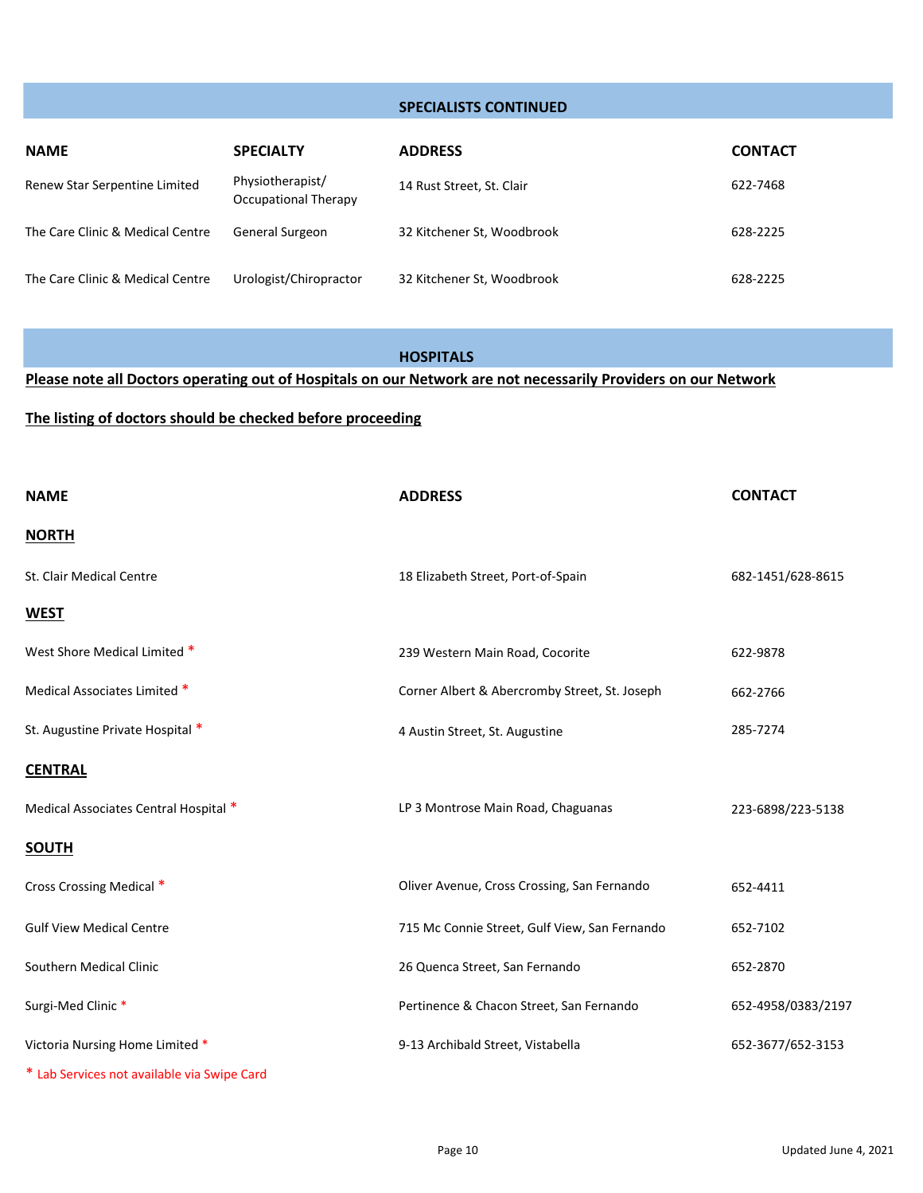## SPECIALISTS CONTINUED

| NAME | SPECIALTY | ADDRESS | CONTACT |
| --- | --- | --- | --- |
| Renew Star Serpentine Limited | Physiotherapist/ Occupational Therapy | 14 Rust Street, St. Clair | 622-7468 |
| The Care Clinic & Medical Centre | General Surgeon | 32 Kitchener St, Woodbrook | 628-2225 |
| The Care Clinic & Medical Centre | Urologist/Chiropractor | 32 Kitchener St, Woodbrook | 628-2225 |

## HOSPITALS

**Please note all Doctors operating out of Hospitals on our Network are not necessarily Providers on our Network**

**The listing of doctors should be checked before proceeding**

| NAME | ADDRESS | CONTACT |
| --- | --- | --- |
| **NORTH** | | |
| St. Clair Medical Centre | 18 Elizabeth Street, Port-of-Spain | 682-1451/628-8615 |
| **WEST** | | |
| West Shore Medical Limited * | 239 Western Main Road, Cocorite | 622-9878 |
| Medical Associates Limited * | Corner Albert & Abercromby Street, St. Joseph | 662-2766 |
| St. Augustine Private Hospital * | 4 Austin Street, St. Augustine | 285-7274 |
| **CENTRAL** | | |
| Medical Associates Central Hospital * | LP 3 Montrose Main Road, Chaguanas | 223-6898/223-5138 |
| **SOUTH** | | |
| Cross Crossing Medical * | Oliver Avenue, Cross Crossing, San Fernando | 652-4411 |
| Gulf View Medical Centre | 715 Mc Connie Street, Gulf View, San Fernando | 652-7102 |
| Southern Medical Clinic | 26 Quenca Street, San Fernando | 652-2870 |
| Surgi-Med Clinic * | Pertinence & Chacon Street, San Fernando | 652-4958/0383/2197 |
| Victoria Nursing Home Limited * | 9-13 Archibald Street, Vistabella | 652-3677/652-3153 |

* Lab Services not available via Swipe Card

Updated June 4, 2021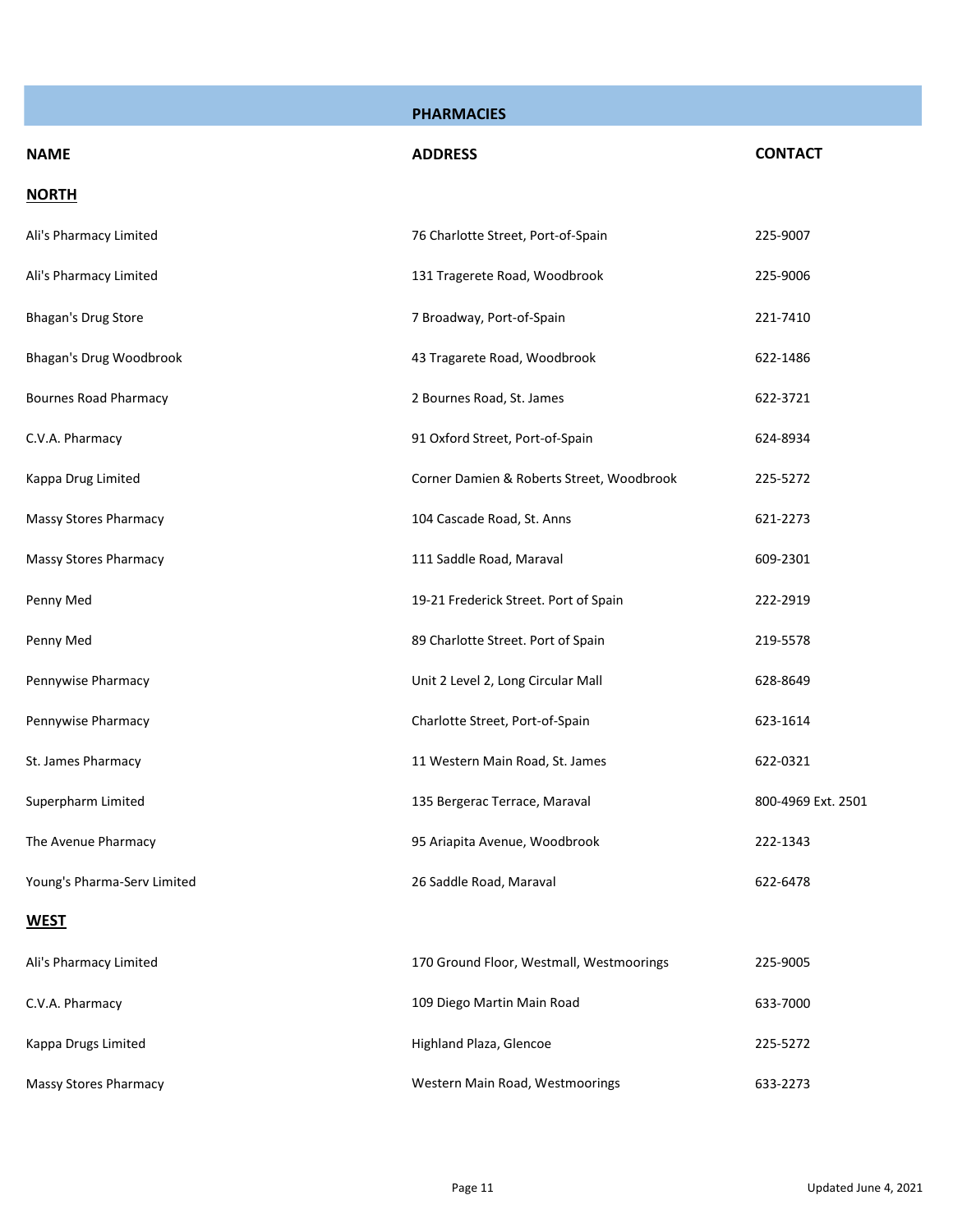| PHARMACIES | | |
|---|---|---|
| **NAME** | **ADDRESS** | **CONTACT** |
| **NORTH** | | |
| Ali's Pharmacy Limited | 76 Charlotte Street, Port-of-Spain | 225-9007 |
| Ali's Pharmacy Limited | 131 Tragerete Road, Woodbrook | 225-9006 |
| Bhagan's Drug Store | 7 Broadway, Port-of-Spain | 221-7410 |
| Bhagan's Drug Woodbrook | 43 Tragarete Road, Woodbrook | 622-1486 |
| Bournes Road Pharmacy | 2 Bournes Road, St. James | 622-3721 |
| C.V.A. Pharmacy | 91 Oxford Street, Port-of-Spain | 624-8934 |
| Kappa Drug Limited | Corner Damien & Roberts Street, Woodbrook | 225-5272 |
| Massy Stores Pharmacy | 104 Cascade Road, St. Anns | 621-2273 |
| Massy Stores Pharmacy | 111 Saddle Road, Maraval | 609-2301 |
| Penny Med | 19-21 Frederick Street. Port of Spain | 222-2919 |
| Penny Med | 89 Charlotte Street. Port of Spain | 219-5578 |
| Pennywise Pharmacy | Unit 2 Level 2, Long Circular Mall | 628-8649 |
| Pennywise Pharmacy | Charlotte Street, Port-of-Spain | 623-1614 |
| St. James Pharmacy | 11 Western Main Road, St. James | 622-0321 |
| Superpharm Limited | 135 Bergerac Terrace, Maraval | 800-4969 Ext. 2501 |
| The Avenue Pharmacy | 95 Ariapita Avenue, Woodbrook | 222-1343 |
| Young's Pharma-Serv Limited | 26 Saddle Road, Maraval | 622-6478 |
| **WEST** | | |
| Ali's Pharmacy Limited | 170 Ground Floor, Westmall, Westmoorings | 225-9005 |
| C.V.A. Pharmacy | 109 Diego Martin Main Road | 633-7000 |
| Kappa Drugs Limited | Highland Plaza, Glencoe | 225-5272 |
| Massy Stores Pharmacy | Western Main Road, Westmoorings | 633-2273 |

Updated June 4, 2021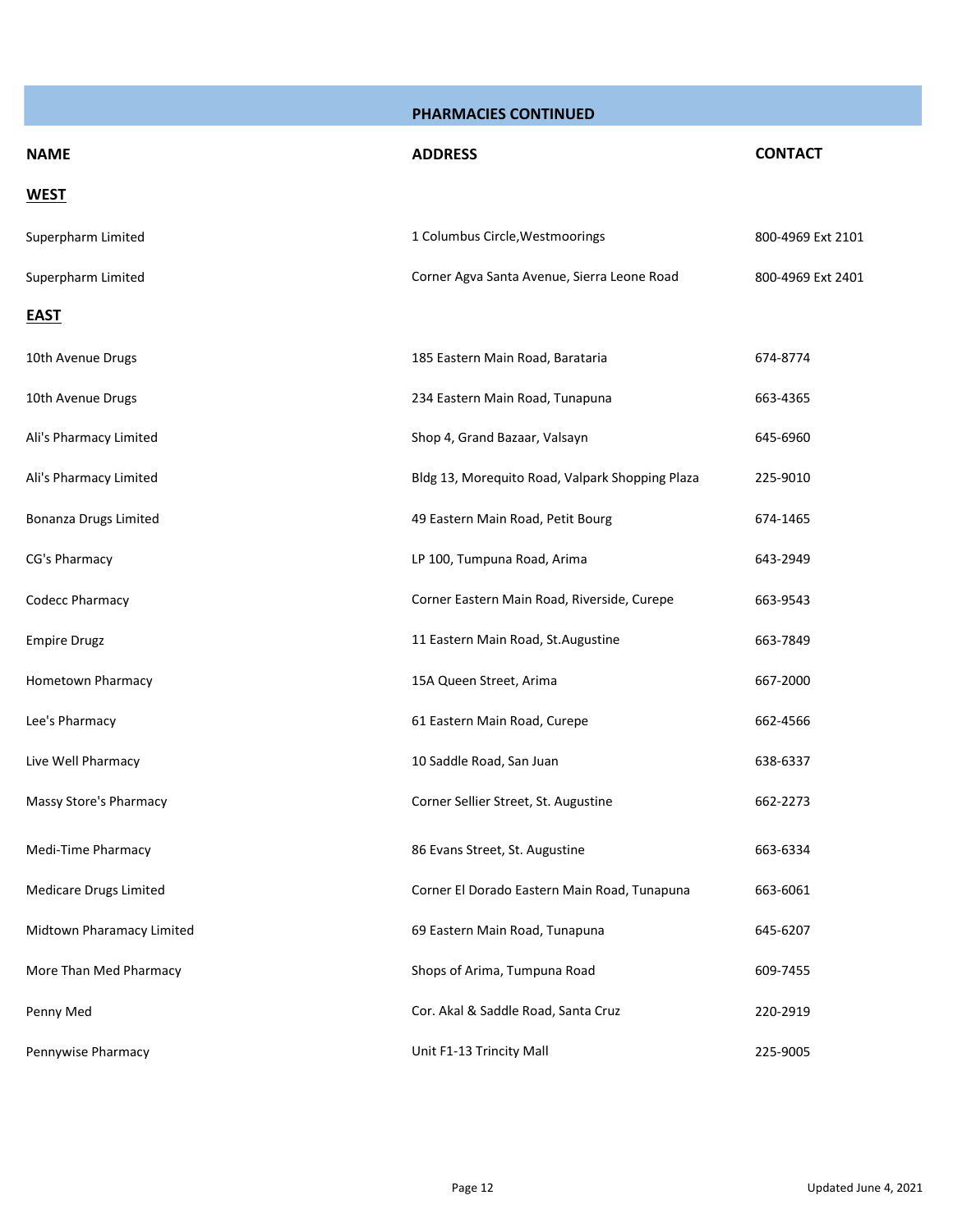## PHARMACIES CONTINUED

| NAME | ADDRESS | CONTACT |
|---|---|---|
| **WEST** | | |
| Superpharm Limited | 1 Columbus Circle,Westmoorings | 800-4969 Ext 2101 |
| Superpharm Limited | Corner Agva Santa Avenue, Sierra Leone Road | 800-4969 Ext 2401 |
| **EAST** | | |
| 10th Avenue Drugs | 185 Eastern Main Road, Barataria | 674-8774 |
| 10th Avenue Drugs | 234 Eastern Main Road, Tunapuna | 663-4365 |
| Ali's Pharmacy Limited | Shop 4, Grand Bazaar, Valsayn | 645-6960 |
| Ali's Pharmacy Limited | Bldg 13, Morequito Road, Valpark Shopping Plaza | 225-9010 |
| Bonanza Drugs Limited | 49 Eastern Main Road, Petit Bourg | 674-1465 |
| CG's Pharmacy | LP 100, Tumpuna Road, Arima | 643-2949 |
| Codecc Pharmacy | Corner Eastern Main Road, Riverside, Curepe | 663-9543 |
| Empire Drugz | 11 Eastern Main Road, St.Augustine | 663-7849 |
| Hometown Pharmacy | 15A Queen Street, Arima | 667-2000 |
| Lee's Pharmacy | 61 Eastern Main Road, Curepe | 662-4566 |
| Live Well Pharmacy | 10 Saddle Road, San Juan | 638-6337 |
| Massy Store's Pharmacy | Corner Sellier Street, St. Augustine | 662-2273 |
| Medi-Time Pharmacy | 86 Evans Street, St. Augustine | 663-6334 |
| Medicare Drugs Limited | Corner El Dorado Eastern Main Road, Tunapuna | 663-6061 |
| Midtown Pharamacy Limited | 69 Eastern Main Road, Tunapuna | 645-6207 |
| More Than Med Pharmacy | Shops of Arima, Tumpuna Road | 609-7455 |
| Penny Med | Cor. Akal & Saddle Road, Santa Cruz | 220-2919 |
| Pennywise Pharmacy | Unit F1-13 Trincity Mall | 225-9005 |

Updated June 4, 2021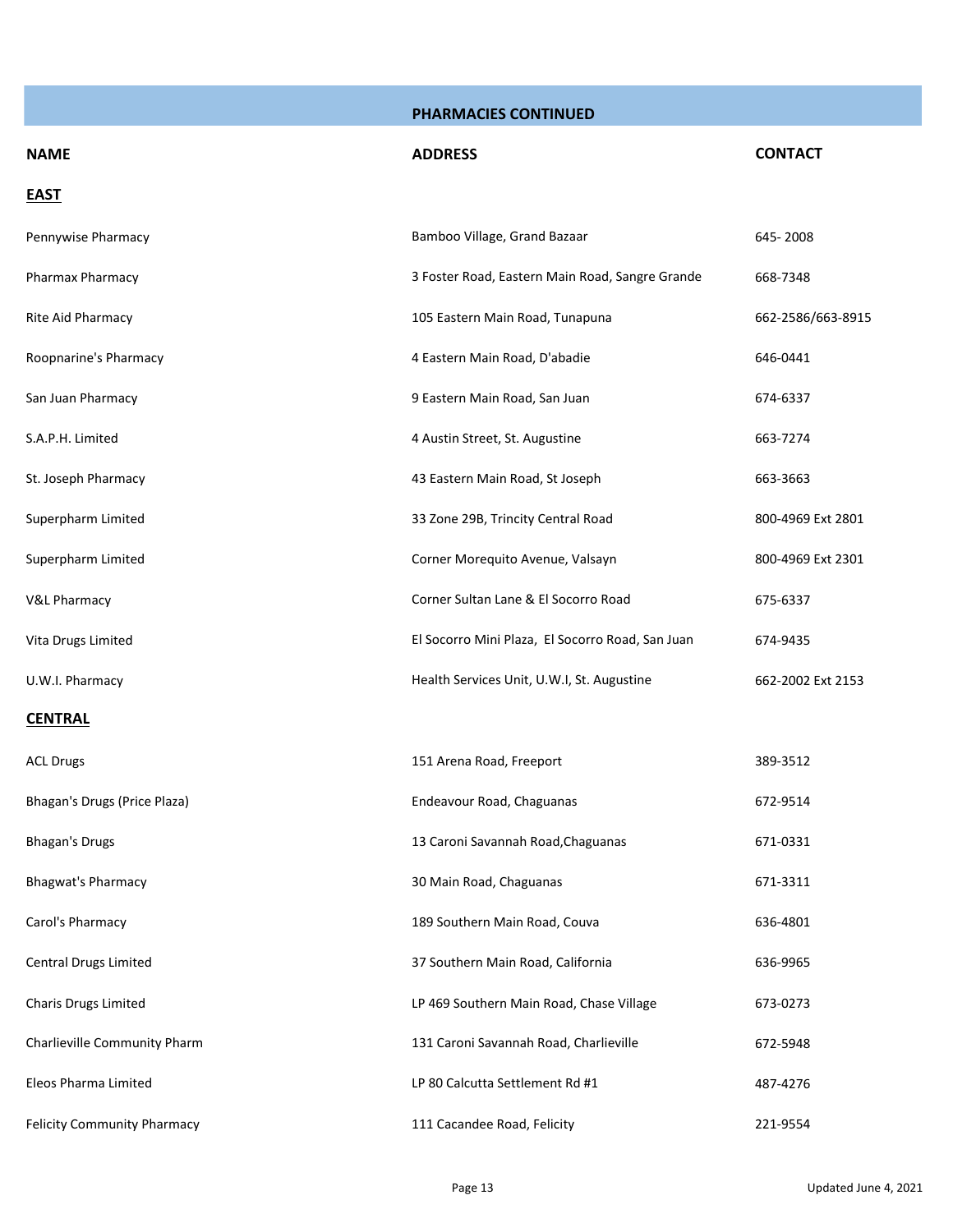## PHARMACIES CONTINUED

| NAME | ADDRESS | CONTACT |
|---|---|---|
| **EAST** | | |
| Pennywise Pharmacy | Bamboo Village, Grand Bazaar | 645- 2008 |
| Pharmax Pharmacy | 3 Foster Road, Eastern Main Road, Sangre Grande | 668-7348 |
| Rite Aid Pharmacy | 105 Eastern Main Road, Tunapuna | 662-2586/663-8915 |
| Roopnarine's Pharmacy | 4 Eastern Main Road, D'abadie | 646-0441 |
| San Juan Pharmacy | 9 Eastern Main Road, San Juan | 674-6337 |
| S.A.P.H. Limited | 4 Austin Street, St. Augustine | 663-7274 |
| St. Joseph Pharmacy | 43 Eastern Main Road, St Joseph | 663-3663 |
| Superpharm Limited | 33 Zone 29B, Trincity Central Road | 800-4969 Ext 2801 |
| Superpharm Limited | Corner Morequito Avenue, Valsayn | 800-4969 Ext 2301 |
| V&L Pharmacy | Corner Sultan Lane & El Socorro Road | 675-6337 |
| Vita Drugs Limited | El Socorro Mini Plaza, El Socorro Road, San Juan | 674-9435 |
| U.W.I. Pharmacy | Health Services Unit, U.W.I, St. Augustine | 662-2002 Ext 2153 |
| **CENTRAL** | | |
| ACL Drugs | 151 Arena Road, Freeport | 389-3512 |
| Bhagan's Drugs (Price Plaza) | Endeavour Road, Chaguanas | 672-9514 |
| Bhagan's Drugs | 13 Caroni Savannah Road,Chaguanas | 671-0331 |
| Bhagwat's Pharmacy | 30 Main Road, Chaguanas | 671-3311 |
| Carol's Pharmacy | 189 Southern Main Road, Couva | 636-4801 |
| Central Drugs Limited | 37 Southern Main Road, California | 636-9965 |
| Charis Drugs Limited | LP 469 Southern Main Road, Chase Village | 673-0273 |
| Charlieville Community Pharm | 131 Caroni Savannah Road, Charlieville | 672-5948 |
| Eleos Pharma Limited | LP 80 Calcutta Settlement Rd #1 | 487-4276 |
| Felicity Community Pharmacy | 111 Cacandee Road, Felicity | 221-9554 |

Updated June 4, 2021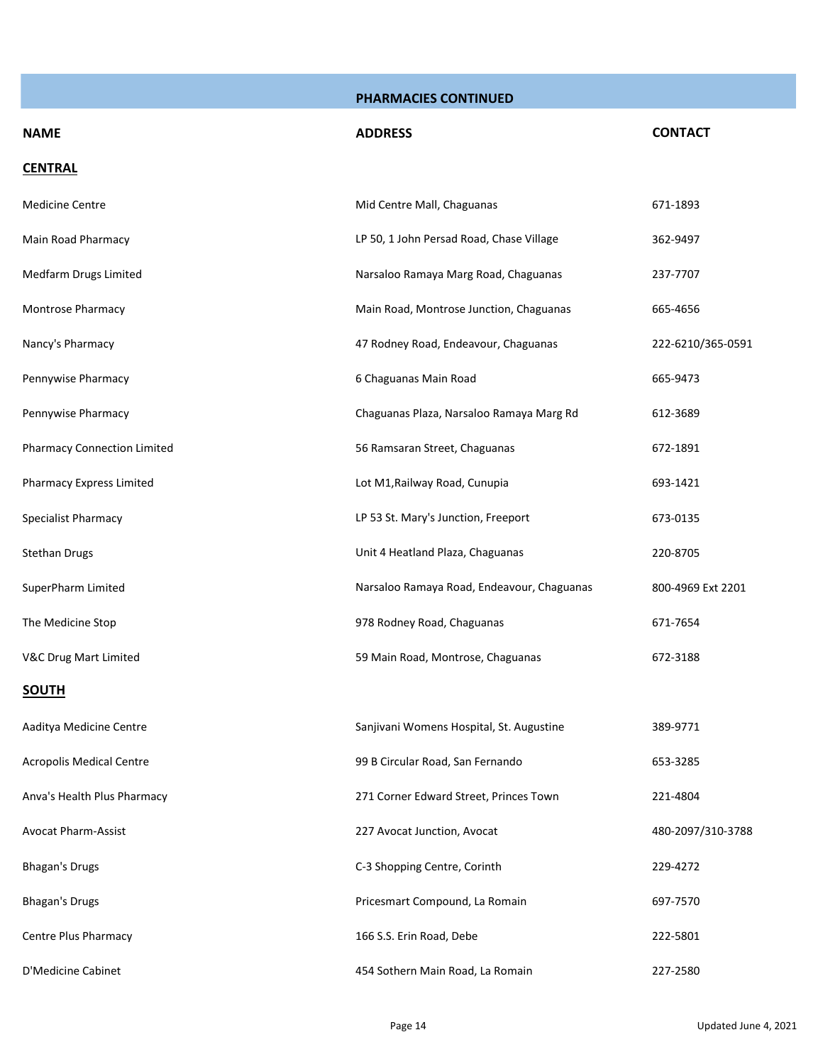## PHARMACIES CONTINUED

| NAME | ADDRESS | CONTACT |
|---|---|---|
| **CENTRAL** | | |
| Medicine Centre | Mid Centre Mall, Chaguanas | 671-1893 |
| Main Road Pharmacy | LP 50, 1 John Persad Road, Chase Village | 362-9497 |
| Medfarm Drugs Limited | Narsaloo Ramaya Marg Road, Chaguanas | 237-7707 |
| Montrose Pharmacy | Main Road, Montrose Junction, Chaguanas | 665-4656 |
| Nancy's Pharmacy | 47 Rodney Road, Endeavour, Chaguanas | 222-6210/365-0591 |
| Pennywise Pharmacy | 6 Chaguanas Main Road | 665-9473 |
| Pennywise Pharmacy | Chaguanas Plaza, Narsaloo Ramaya Marg Rd | 612-3689 |
| Pharmacy Connection Limited | 56 Ramsaran Street, Chaguanas | 672-1891 |
| Pharmacy Express Limited | Lot M1,Railway Road, Cunupia | 693-1421 |
| Specialist Pharmacy | LP 53 St. Mary's Junction, Freeport | 673-0135 |
| Stethan Drugs | Unit 4 Heatland Plaza, Chaguanas | 220-8705 |
| SuperPharm Limited | Narsaloo Ramaya Road, Endeavour, Chaguanas | 800-4969 Ext 2201 |
| The Medicine Stop | 978 Rodney Road, Chaguanas | 671-7654 |
| V&C Drug Mart Limited | 59 Main Road, Montrose, Chaguanas | 672-3188 |
| **SOUTH** | | |
| Aaditya Medicine Centre | Sanjivani Womens Hospital, St. Augustine | 389-9771 |
| Acropolis Medical Centre | 99 B Circular Road, San Fernando | 653-3285 |
| Anva's Health Plus Pharmacy | 271 Corner Edward Street, Princes Town | 221-4804 |
| Avocat Pharm-Assist | 227 Avocat Junction, Avocat | 480-2097/310-3788 |
| Bhagan's Drugs | C-3 Shopping Centre, Corinth | 229-4272 |
| Bhagan's Drugs | Pricesmart Compound, La Romain | 697-7570 |
| Centre Plus Pharmacy | 166 S.S. Erin Road, Debe | 222-5801 |
| D'Medicine Cabinet | 454 Sothern Main Road, La Romain | 227-2580 |

Updated June 4, 2021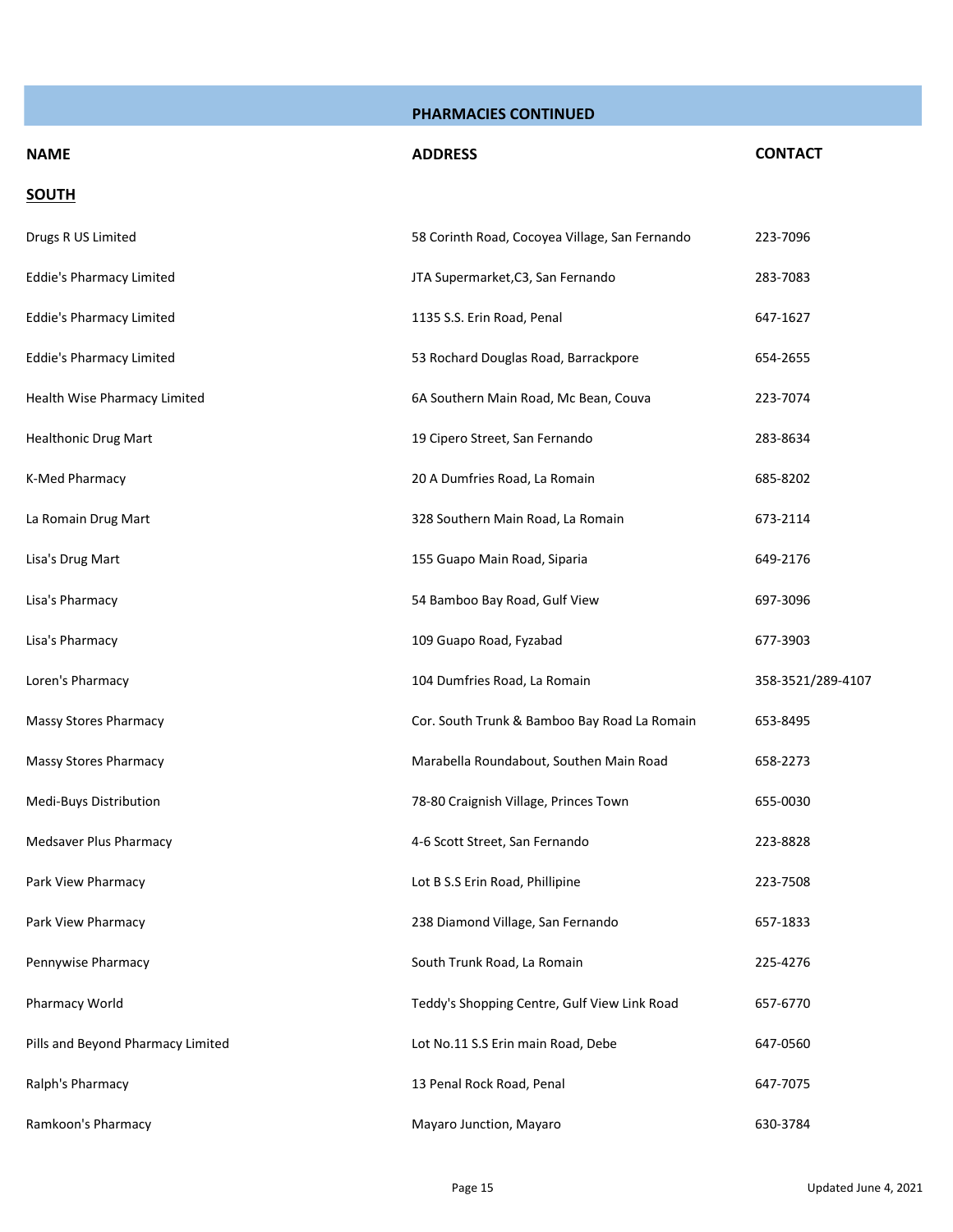## PHARMACIES CONTINUED

| NAME | ADDRESS | CONTACT |
|---|---|---|
| **SOUTH** | | |
| Drugs R US Limited | 58 Corinth Road, Cocoyea Village, San Fernando | 223-7096 |
| Eddie's Pharmacy Limited | JTA Supermarket,C3, San Fernando | 283-7083 |
| Eddie's Pharmacy Limited | 1135 S.S. Erin Road, Penal | 647-1627 |
| Eddie's Pharmacy Limited | 53 Rochard Douglas Road, Barrackpore | 654-2655 |
| Health Wise Pharmacy Limited | 6A Southern Main Road, Mc Bean, Couva | 223-7074 |
| Healthonic Drug Mart | 19 Cipero Street, San Fernando | 283-8634 |
| K-Med Pharmacy | 20 A Dumfries Road, La Romain | 685-8202 |
| La Romain Drug Mart | 328 Southern Main Road, La Romain | 673-2114 |
| Lisa's Drug Mart | 155 Guapo Main Road, Siparia | 649-2176 |
| Lisa's Pharmacy | 54 Bamboo Bay Road, Gulf View | 697-3096 |
| Lisa's Pharmacy | 109 Guapo Road, Fyzabad | 677-3903 |
| Loren's Pharmacy | 104 Dumfries Road, La Romain | 358-3521/289-4107 |
| Massy Stores Pharmacy | Cor. South Trunk & Bamboo Bay Road La Romain | 653-8495 |
| Massy Stores Pharmacy | Marabella Roundabout, Southen Main Road | 658-2273 |
| Medi-Buys Distribution | 78-80 Craignish Village, Princes Town | 655-0030 |
| Medsaver Plus Pharmacy | 4-6 Scott Street, San Fernando | 223-8828 |
| Park View Pharmacy | Lot B S.S Erin Road, Phillipine | 223-7508 |
| Park View Pharmacy | 238 Diamond Village, San Fernando | 657-1833 |
| Pennywise Pharmacy | South Trunk Road, La Romain | 225-4276 |
| Pharmacy World | Teddy's Shopping Centre, Gulf View Link Road | 657-6770 |
| Pills and Beyond Pharmacy Limited | Lot No.11 S.S Erin main Road, Debe | 647-0560 |
| Ralph's Pharmacy | 13 Penal Rock Road, Penal | 647-7075 |
| Ramkoon's Pharmacy | Mayaro Junction, Mayaro | 630-3784 |

Updated June 4, 2021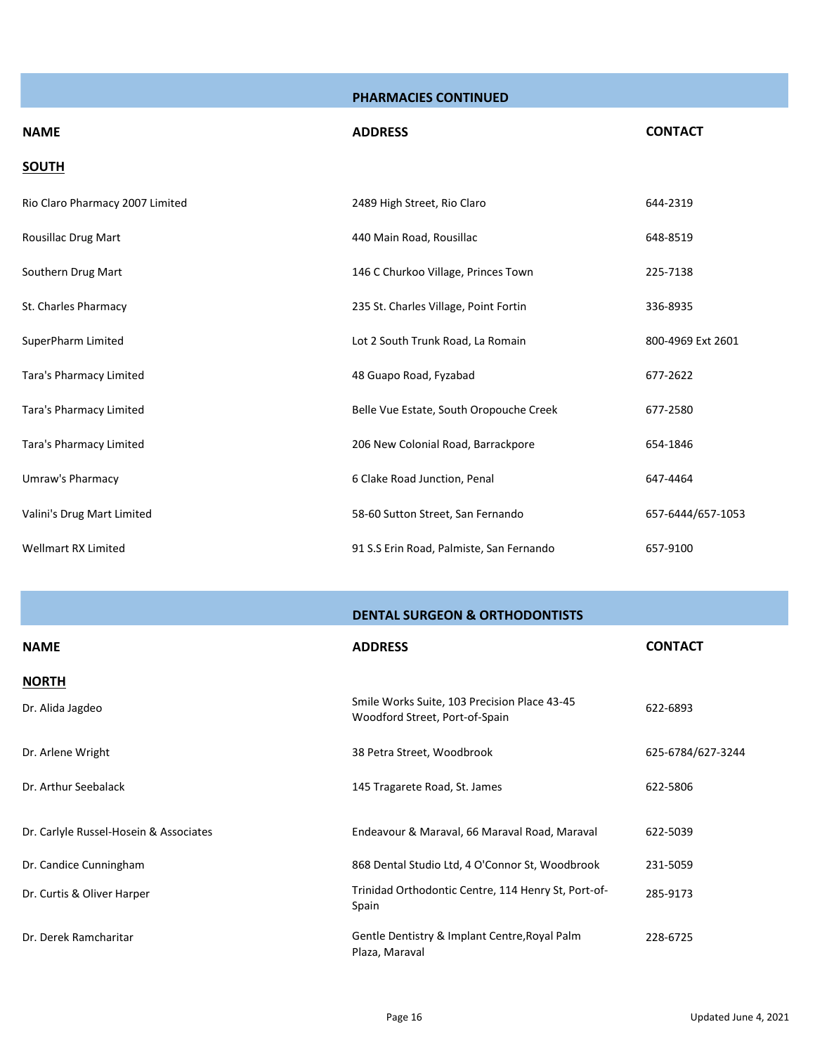## PHARMACIES CONTINUED

| NAME | ADDRESS | CONTACT |
|---|---|---|
| **SOUTH** | | |
| Rio Claro Pharmacy 2007 Limited | 2489 High Street, Rio Claro | 644-2319 |
| Rousillac Drug Mart | 440 Main Road, Rousillac | 648-8519 |
| Southern Drug Mart | 146 C Churkoo Village, Princes Town | 225-7138 |
| St. Charles Pharmacy | 235 St. Charles Village, Point Fortin | 336-8935 |
| SuperPharm Limited | Lot 2 South Trunk Road, La Romain | 800-4969 Ext 2601 |
| Tara's Pharmacy Limited | 48 Guapo Road, Fyzabad | 677-2622 |
| Tara's Pharmacy Limited | Belle Vue Estate, South Oropouche Creek | 677-2580 |
| Tara's Pharmacy Limited | 206 New Colonial Road, Barrackpore | 654-1846 |
| Umraw's Pharmacy | 6 Clake Road Junction, Penal | 647-4464 |
| Valini's Drug Mart Limited | 58-60 Sutton Street, San Fernando | 657-6444/657-1053 |
| Wellmart RX Limited | 91 S.S Erin Road, Palmiste, San Fernando | 657-9100 |

## DENTAL SURGEON & ORTHODONTISTS

| NAME | ADDRESS | CONTACT |
|---|---|---|
| **NORTH** | | |
| Dr. Alida Jagdeo | Smile Works Suite, 103 Precision Place 43-45 Woodford Street, Port-of-Spain | 622-6893 |
| Dr. Arlene Wright | 38 Petra Street, Woodbrook | 625-6784/627-3244 |
| Dr. Arthur Seebalack | 145 Tragarete Road, St. James | 622-5806 |
| Dr. Carlyle Russel-Hosein & Associates | Endeavour & Maraval, 66 Maraval Road, Maraval | 622-5039 |
| Dr. Candice Cunningham | 868 Dental Studio Ltd, 4 O'Connor St, Woodbrook | 231-5059 |
| Dr. Curtis & Oliver Harper | Trinidad Orthodontic Centre, 114 Henry St, Port-of-Spain | 285-9173 |
| Dr. Derek Ramcharitar | Gentle Dentistry & Implant Centre,Royal Palm Plaza, Maraval | 228-6725 |

Updated June 4, 2021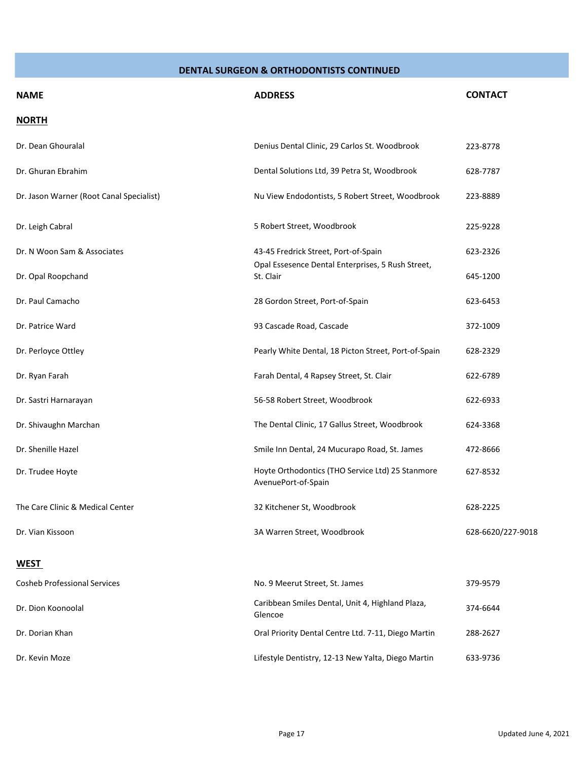## DENTAL SURGEON & ORTHODONTISTS CONTINUED

| NAME | ADDRESS | CONTACT |
|---|---|---|
| **NORTH** | | |
| Dr. Dean Ghouralal | Denius Dental Clinic, 29 Carlos St. Woodbrook | 223-8778 |
| Dr. Ghuran Ebrahim | Dental Solutions Ltd, 39 Petra St, Woodbrook | 628-7787 |
| Dr. Jason Warner (Root Canal Specialist) | Nu View Endodontists, 5 Robert Street, Woodbrook | 223-8889 |
| Dr. Leigh Cabral | 5 Robert Street, Woodbrook | 225-9228 |
| Dr. N Woon Sam & Associates | 43-45 Fredrick Street, Port-of-Spain | 623-2326 |
| Dr. Opal Roopchand | Opal Essesence Dental Enterprises, 5 Rush Street, St. Clair | 645-1200 |
| Dr. Paul Camacho | 28 Gordon Street, Port-of-Spain | 623-6453 |
| Dr. Patrice Ward | 93 Cascade Road, Cascade | 372-1009 |
| Dr. Perloyce Ottley | Pearly White Dental, 18 Picton Street, Port-of-Spain | 628-2329 |
| Dr. Ryan Farah | Farah Dental, 4 Rapsey Street, St. Clair | 622-6789 |
| Dr. Sastri Harnarayan | 56-58 Robert Street, Woodbrook | 622-6933 |
| Dr. Shivaughn Marchan | The Dental Clinic, 17 Gallus Street, Woodbrook | 624-3368 |
| Dr. Shenille Hazel | Smile Inn Dental, 24 Mucurapo Road, St. James | 472-8666 |
| Dr. Trudee Hoyte | Hoyte Orthodontics (THO Service Ltd) 25 Stanmore AvenuePort-of-Spain | 627-8532 |
| The Care Clinic & Medical Center | 32 Kitchener St, Woodbrook | 628-2225 |
| Dr. Vian Kissoon | 3A Warren Street, Woodbrook | 628-6620/227-9018 |
| **WEST** | | |
| Cosheb Professional Services | No. 9 Meerut Street, St. James | 379-9579 |
| Dr. Dion Koonoolal | Caribbean Smiles Dental, Unit 4, Highland Plaza, Glencoe | 374-6644 |
| Dr. Dorian Khan | Oral Priority Dental Centre Ltd. 7-11, Diego Martin | 288-2627 |
| Dr. Kevin Moze | Lifestyle Dentistry, 12-13 New Yalta, Diego Martin | 633-9736 |

Updated June 4, 2021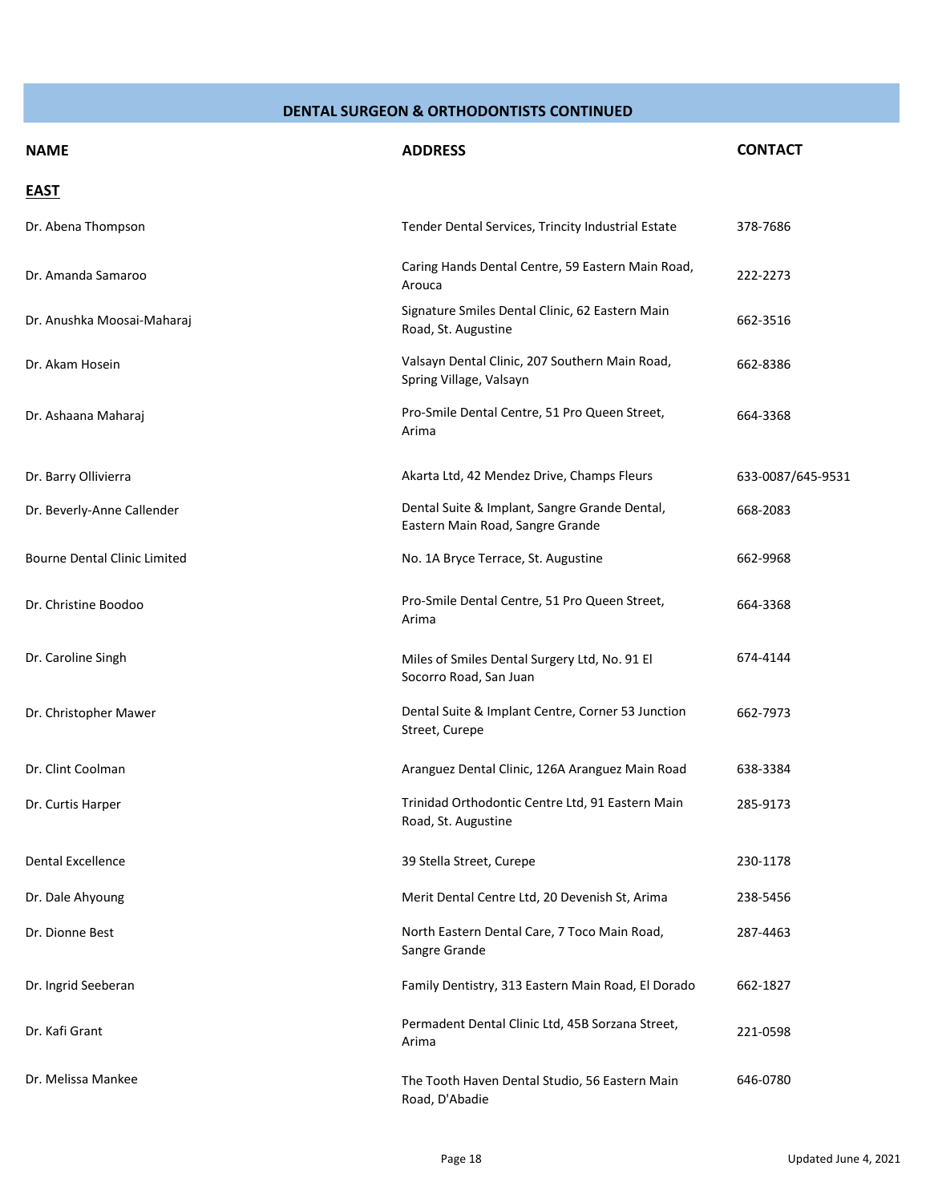## DENTAL SURGEON & ORTHODONTISTS CONTINUED

| NAME | ADDRESS | CONTACT |
|---|---|---|
| **EAST** | | |
| Dr. Abena Thompson | Tender Dental Services, Trincity Industrial Estate | 378-7686 |
| Dr. Amanda Samaroo | Caring Hands Dental Centre, 59 Eastern Main Road, Arouca | 222-2273 |
| Dr. Anushka Moosai-Maharaj | Signature Smiles Dental Clinic, 62 Eastern Main Road, St. Augustine | 662-3516 |
| Dr. Akam Hosein | Valsayn Dental Clinic, 207 Southern Main Road, Spring Village, Valsayn | 662-8386 |
| Dr. Ashaana Maharaj | Pro-Smile Dental Centre, 51 Pro Queen Street, Arima | 664-3368 |
| Dr. Barry Ollivierra | Akarta Ltd, 42 Mendez Drive, Champs Fleurs | 633-0087/645-9531 |
| Dr. Beverly-Anne Callender | Dental Suite & Implant, Sangre Grande Dental, Eastern Main Road, Sangre Grande | 668-2083 |
| Bourne Dental Clinic Limited | No. 1A Bryce Terrace, St. Augustine | 662-9968 |
| Dr. Christine Boodoo | Pro-Smile Dental Centre, 51 Pro Queen Street, Arima | 664-3368 |
| Dr. Caroline Singh | Miles of Smiles Dental Surgery Ltd, No. 91 El Socorro Road, San Juan | 674-4144 |
| Dr. Christopher Mawer | Dental Suite & Implant Centre, Corner 53 Junction Street, Curepe | 662-7973 |
| Dr. Clint Coolman | Aranguez Dental Clinic, 126A Aranguez Main Road | 638-3384 |
| Dr. Curtis Harper | Trinidad Orthodontic Centre Ltd, 91 Eastern Main Road, St. Augustine | 285-9173 |
| Dental Excellence | 39 Stella Street, Curepe | 230-1178 |
| Dr. Dale Ahyoung | Merit Dental Centre Ltd, 20 Devenish St, Arima | 238-5456 |
| Dr. Dionne Best | North Eastern Dental Care, 7 Toco Main Road, Sangre Grande | 287-4463 |
| Dr. Ingrid Seeberan | Family Dentistry, 313 Eastern Main Road, El Dorado | 662-1827 |
| Dr. Kafi Grant | Permadent Dental Clinic Ltd, 45B Sorzana Street, Arima | 221-0598 |
| Dr. Melissa Mankee | The Tooth Haven Dental Studio, 56 Eastern Main Road, D'Abadie | 646-0780 |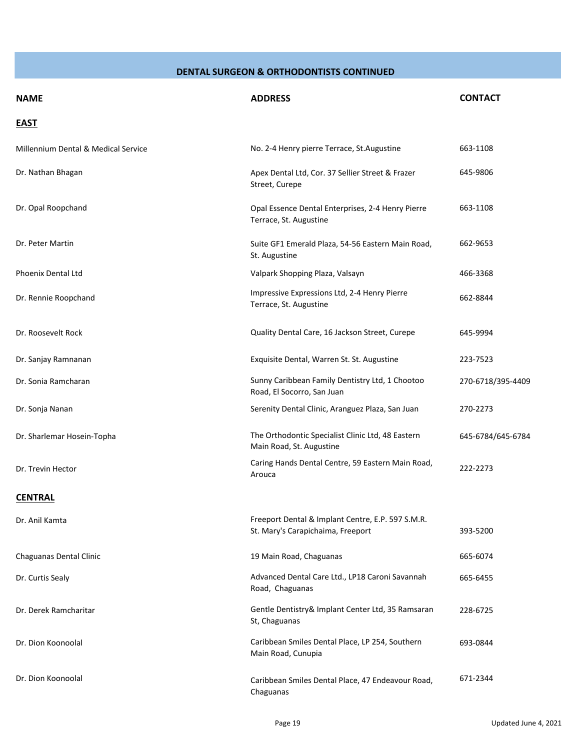## DENTAL SURGEON & ORTHODONTISTS CONTINUED

| NAME | ADDRESS | CONTACT |
|---|---|---|
| **EAST** | | |
| Millennium Dental & Medical Service | No. 2-4 Henry pierre Terrace, St.Augustine | 663-1108 |
| Dr. Nathan Bhagan | Apex Dental Ltd, Cor. 37 Sellier Street & Frazer Street, Curepe | 645-9806 |
| Dr. Opal Roopchand | Opal Essence Dental Enterprises, 2-4 Henry Pierre Terrace, St. Augustine | 663-1108 |
| Dr. Peter Martin | Suite GF1 Emerald Plaza, 54-56 Eastern Main Road, St. Augustine | 662-9653 |
| Phoenix Dental Ltd | Valpark Shopping Plaza, Valsayn | 466-3368 |
| Dr. Rennie Roopchand | Impressive Expressions Ltd, 2-4 Henry Pierre Terrace, St. Augustine | 662-8844 |
| Dr. Roosevelt Rock | Quality Dental Care, 16 Jackson Street, Curepe | 645-9994 |
| Dr. Sanjay Ramnanan | Exquisite Dental, Warren St. St. Augustine | 223-7523 |
| Dr. Sonia Ramcharan | Sunny Caribbean Family Dentistry Ltd, 1 Chootoo Road, El Socorro, San Juan | 270-6718/395-4409 |
| Dr. Sonja Nanan | Serenity Dental Clinic, Aranguez Plaza, San Juan | 270-2273 |
| Dr. Sharlemar Hosein-Topha | The Orthodontic Specialist Clinic Ltd, 48 Eastern Main Road, St. Augustine | 645-6784/645-6784 |
| Dr. Trevin Hector | Caring Hands Dental Centre, 59 Eastern Main Road, Arouca | 222-2273 |
| **CENTRAL** | | |
| Dr. Anil Kamta | Freeport Dental & Implant Centre, E.P. 597 S.M.R. St. Mary's Carapichaima, Freeport | 393-5200 |
| Chaguanas Dental Clinic | 19 Main Road, Chaguanas | 665-6074 |
| Dr. Curtis Sealy | Advanced Dental Care Ltd., LP18 Caroni Savannah Road, Chaguanas | 665-6455 |
| Dr. Derek Ramcharitar | Gentle Dentistry& Implant Center Ltd, 35 Ramsaran St, Chaguanas | 228-6725 |
| Dr. Dion Koonoolal | Caribbean Smiles Dental Place, LP 254, Southern Main Road, Cunupia | 693-0844 |
| Dr. Dion Koonoolal | Caribbean Smiles Dental Place, 47 Endeavour Road, Chaguanas | 671-2344 |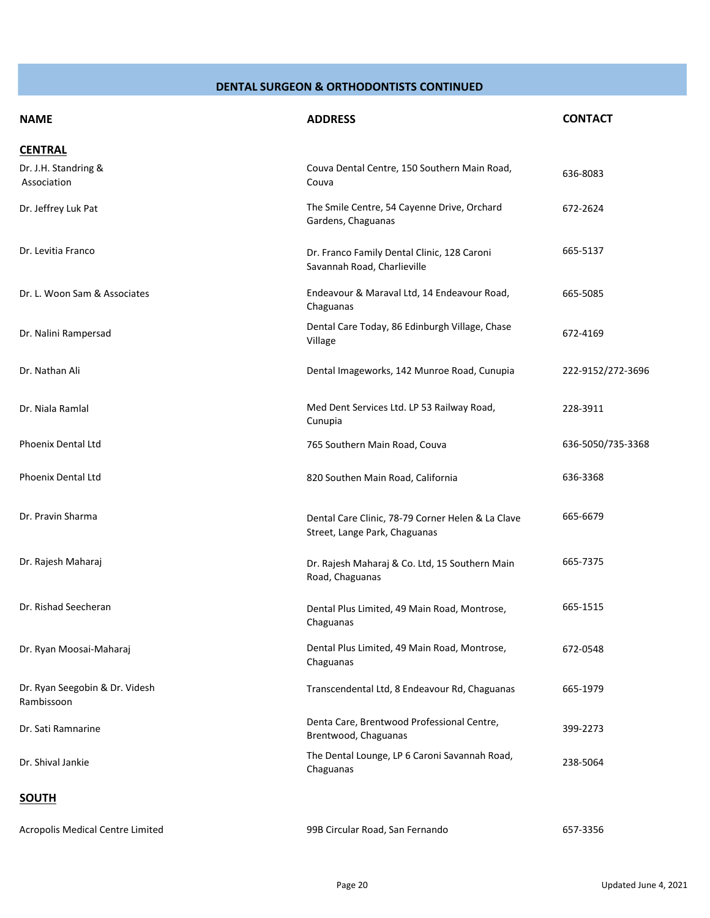## DENTAL SURGEON & ORTHODONTISTS CONTINUED

| NAME | ADDRESS | CONTACT |
|---|---|---|
| **CENTRAL** | | |
| Dr. J.H. Standring & Association | Couva Dental Centre, 150 Southern Main Road, Couva | 636-8083 |
| Dr. Jeffrey Luk Pat | The Smile Centre, 54 Cayenne Drive, Orchard Gardens, Chaguanas | 672-2624 |
| Dr. Levitia Franco | Dr. Franco Family Dental Clinic, 128 Caroni Savannah Road, Charlieville | 665-5137 |
| Dr. L. Woon Sam & Associates | Endeavour & Maraval Ltd, 14 Endeavour Road, Chaguanas | 665-5085 |
| Dr. Nalini Rampersad | Dental Care Today, 86 Edinburgh Village, Chase Village | 672-4169 |
| Dr. Nathan Ali | Dental Imageworks, 142 Munroe Road, Cunupia | 222-9152/272-3696 |
| Dr. Niala Ramlal | Med Dent Services Ltd. LP 53 Railway Road, Cunupia | 228-3911 |
| Phoenix Dental Ltd | 765 Southern Main Road, Couva | 636-5050/735-3368 |
| Phoenix Dental Ltd | 820 Southen Main Road, California | 636-3368 |
| Dr. Pravin Sharma | Dental Care Clinic, 78-79 Corner Helen & La Clave Street, Lange Park, Chaguanas | 665-6679 |
| Dr. Rajesh Maharaj | Dr. Rajesh Maharaj & Co. Ltd, 15 Southern Main Road, Chaguanas | 665-7375 |
| Dr. Rishad Seecheran | Dental Plus Limited, 49 Main Road, Montrose, Chaguanas | 665-1515 |
| Dr. Ryan Moosai-Maharaj | Dental Plus Limited, 49 Main Road, Montrose, Chaguanas | 672-0548 |
| Dr. Ryan Seegobin & Dr. Videsh Rambissoon | Transcendental Ltd, 8 Endeavour Rd, Chaguanas | 665-1979 |
| Dr. Sati Ramnarine | Denta Care, Brentwood Professional Centre, Brentwood, Chaguanas | 399-2273 |
| Dr. Shival Jankie | The Dental Lounge, LP 6 Caroni Savannah Road, Chaguanas | 238-5064 |
| **SOUTH** | | |
| Acropolis Medical Centre Limited | 99B Circular Road, San Fernando | 657-3356 |

Updated June 4, 2021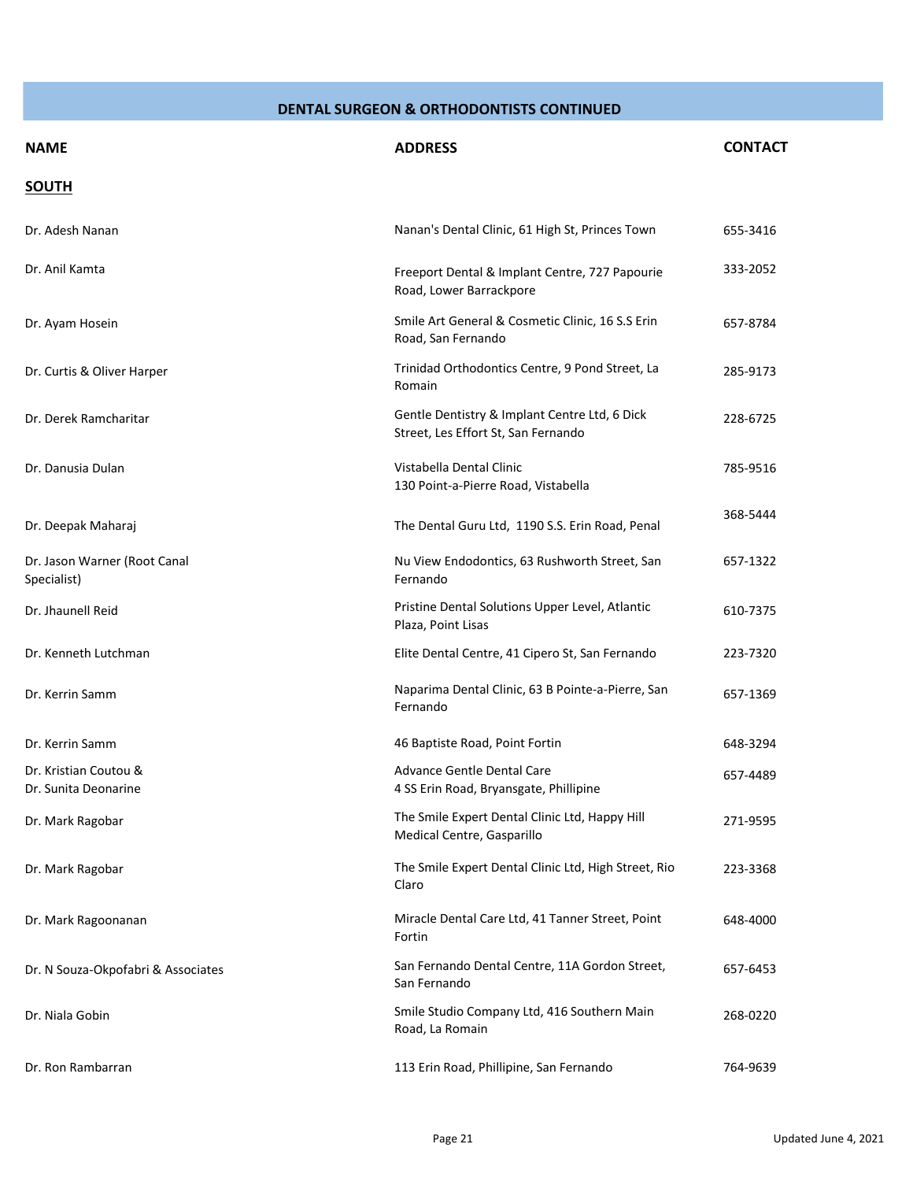## DENTAL SURGEON & ORTHODONTISTS CONTINUED

| NAME | ADDRESS | CONTACT |
|---|---|---|
| **SOUTH** | | |
| Dr. Adesh Nanan | Nanan's Dental Clinic, 61 High St, Princes Town | 655-3416 |
| Dr. Anil Kamta | Freeport Dental & Implant Centre, 727 Papourie Road, Lower Barrackpore | 333-2052 |
| Dr. Ayam Hosein | Smile Art General & Cosmetic Clinic, 16 S.S Erin Road, San Fernando | 657-8784 |
| Dr. Curtis & Oliver Harper | Trinidad Orthodontics Centre, 9 Pond Street, La Romain | 285-9173 |
| Dr. Derek Ramcharitar | Gentle Dentistry & Implant Centre Ltd, 6 Dick Street, Les Effort St, San Fernando | 228-6725 |
| Dr. Danusia Dulan | Vistabella Dental Clinic<br>130 Point-a-Pierre Road, Vistabella | 785-9516 |
| Dr. Deepak Maharaj | The Dental Guru Ltd, 1190 S.S. Erin Road, Penal | 368-5444 |
| Dr. Jason Warner (Root Canal Specialist) | Nu View Endodontics, 63 Rushworth Street, San Fernando | 657-1322 |
| Dr. Jhaunell Reid | Pristine Dental Solutions Upper Level, Atlantic Plaza, Point Lisas | 610-7375 |
| Dr. Kenneth Lutchman | Elite Dental Centre, 41 Cipero St, San Fernando | 223-7320 |
| Dr. Kerrin Samm | Naparima Dental Clinic, 63 B Pointe-a-Pierre, San Fernando | 657-1369 |
| Dr. Kerrin Samm | 46 Baptiste Road, Point Fortin | 648-3294 |
| Dr. Kristian Coutou &<br>Dr. Sunita Deonarine | Advance Gentle Dental Care<br>4 SS Erin Road, Bryansgate, Phillipine | 657-4489 |
| Dr. Mark Ragobar | The Smile Expert Dental Clinic Ltd, Happy Hill Medical Centre, Gasparillo | 271-9595 |
| Dr. Mark Ragobar | The Smile Expert Dental Clinic Ltd, High Street, Rio Claro | 223-3368 |
| Dr. Mark Ragoonanan | Miracle Dental Care Ltd, 41 Tanner Street, Point Fortin | 648-4000 |
| Dr. N Souza-Okpofabri & Associates | San Fernando Dental Centre, 11A Gordon Street, San Fernando | 657-6453 |
| Dr. Niala Gobin | Smile Studio Company Ltd, 416 Southern Main Road, La Romain | 268-0220 |
| Dr. Ron Rambarran | 113 Erin Road, Phillipine, San Fernando | 764-9639 |

Updated June 4, 2021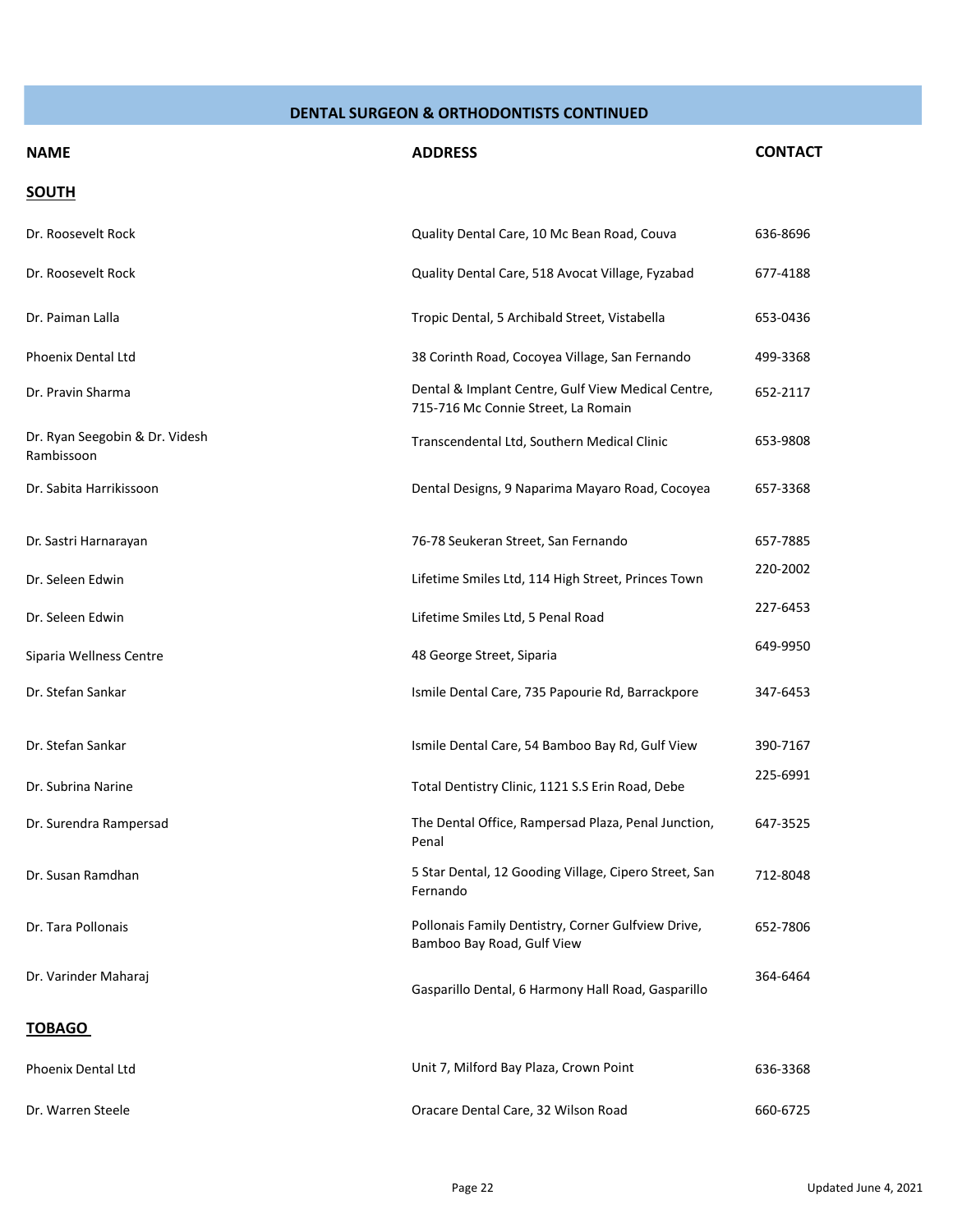## DENTAL SURGEON & ORTHODONTISTS CONTINUED

| NAME | ADDRESS | CONTACT |
|---|---|---|
| **SOUTH** | | |
| Dr. Roosevelt Rock | Quality Dental Care, 10 Mc Bean Road, Couva | 636-8696 |
| Dr. Roosevelt Rock | Quality Dental Care, 518 Avocat Village, Fyzabad | 677-4188 |
| Dr. Paiman Lalla | Tropic Dental, 5 Archibald Street, Vistabella | 653-0436 |
| Phoenix Dental Ltd | 38 Corinth Road, Cocoyea Village, San Fernando | 499-3368 |
| Dr. Pravin Sharma | Dental & Implant Centre, Gulf View Medical Centre, 715-716 Mc Connie Street, La Romain | 652-2117 |
| Dr. Ryan Seegobin & Dr. Videsh Rambissoon | Transcendental Ltd, Southern Medical Clinic | 653-9808 |
| Dr. Sabita Harrikissoon | Dental Designs, 9 Naparima Mayaro Road, Cocoyea | 657-3368 |
| Dr. Sastri Harnarayan | 76-78 Seukeran Street, San Fernando | 657-7885 |
| Dr. Seleen Edwin | Lifetime Smiles Ltd, 114 High Street, Princes Town | 220-2002 |
| Dr. Seleen Edwin | Lifetime Smiles Ltd, 5 Penal Road | 227-6453 |
| Siparia Wellness Centre | 48 George Street, Siparia | 649-9950 |
| Dr. Stefan Sankar | Ismile Dental Care, 735 Papourie Rd, Barrackpore | 347-6453 |
| Dr. Stefan Sankar | Ismile Dental Care, 54 Bamboo Bay Rd, Gulf View | 390-7167 |
| Dr. Subrina Narine | Total Dentistry Clinic, 1121 S.S Erin Road, Debe | 225-6991 |
| Dr. Surendra Rampersad | The Dental Office, Rampersad Plaza, Penal Junction, Penal | 647-3525 |
| Dr. Susan Ramdhan | 5 Star Dental, 12 Gooding Village, Cipero Street, San Fernando | 712-8048 |
| Dr. Tara Pollonais | Pollonais Family Dentistry, Corner Gulfview Drive, Bamboo Bay Road, Gulf View | 652-7806 |
| Dr. Varinder Maharaj | Gasparillo Dental, 6 Harmony Hall Road, Gasparillo | 364-6464 |
| **TOBAGO** | | |
| Phoenix Dental Ltd | Unit 7, Milford Bay Plaza, Crown Point | 636-3368 |
| Dr. Warren Steele | Oracare Dental Care, 32 Wilson Road | 660-6725 |

Updated June 4, 2021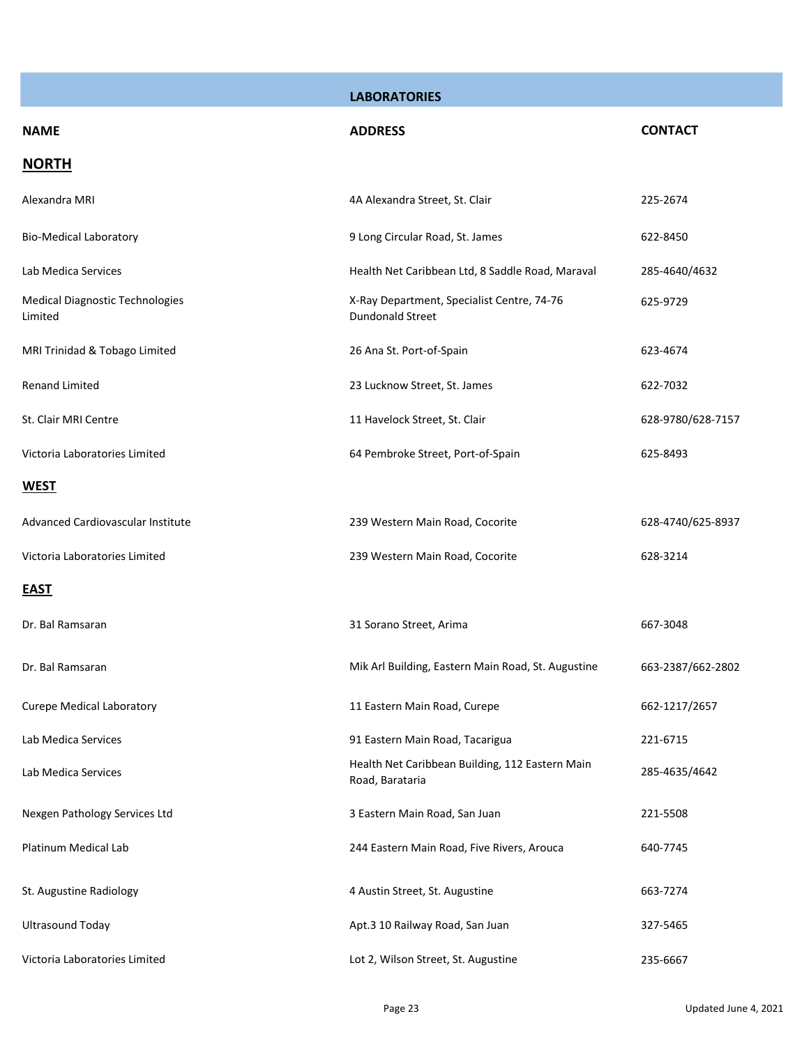## LABORATORIES

| NAME | ADDRESS | CONTACT |
|---|---|---|
| **NORTH** | | |
| Alexandra MRI | 4A Alexandra Street, St. Clair | 225-2674 |
| Bio-Medical Laboratory | 9 Long Circular Road, St. James | 622-8450 |
| Lab Medica Services | Health Net Caribbean Ltd, 8 Saddle Road, Maraval | 285-4640/4632 |
| Medical Diagnostic Technologies Limited | X-Ray Department, Specialist Centre, 74-76 Dundonald Street | 625-9729 |
| MRI Trinidad & Tobago Limited | 26 Ana St. Port-of-Spain | 623-4674 |
| Renand Limited | 23 Lucknow Street, St. James | 622-7032 |
| St. Clair MRI Centre | 11 Havelock Street, St. Clair | 628-9780/628-7157 |
| Victoria Laboratories Limited | 64 Pembroke Street, Port-of-Spain | 625-8493 |
| **WEST** | | |
| Advanced Cardiovascular Institute | 239 Western Main Road, Cocorite | 628-4740/625-8937 |
| Victoria Laboratories Limited | 239 Western Main Road, Cocorite | 628-3214 |
| **EAST** | | |
| Dr. Bal Ramsaran | 31 Sorano Street, Arima | 667-3048 |
| Dr. Bal Ramsaran | Mik Arl Building, Eastern Main Road, St. Augustine | 663-2387/662-2802 |
| Curepe Medical Laboratory | 11 Eastern Main Road, Curepe | 662-1217/2657 |
| Lab Medica Services | 91 Eastern Main Road, Tacarigua | 221-6715 |
| Lab Medica Services | Health Net Caribbean Building, 112 Eastern Main Road, Barataria | 285-4635/4642 |
| Nexgen Pathology Services Ltd | 3 Eastern Main Road, San Juan | 221-5508 |
| Platinum Medical Lab | 244 Eastern Main Road, Five Rivers, Arouca | 640-7745 |
| St. Augustine Radiology | 4 Austin Street, St. Augustine | 663-7274 |
| Ultrasound Today | Apt.3 10 Railway Road, San Juan | 327-5465 |
| Victoria Laboratories Limited | Lot 2, Wilson Street, St. Augustine | 235-6667 |

Updated June 4, 2021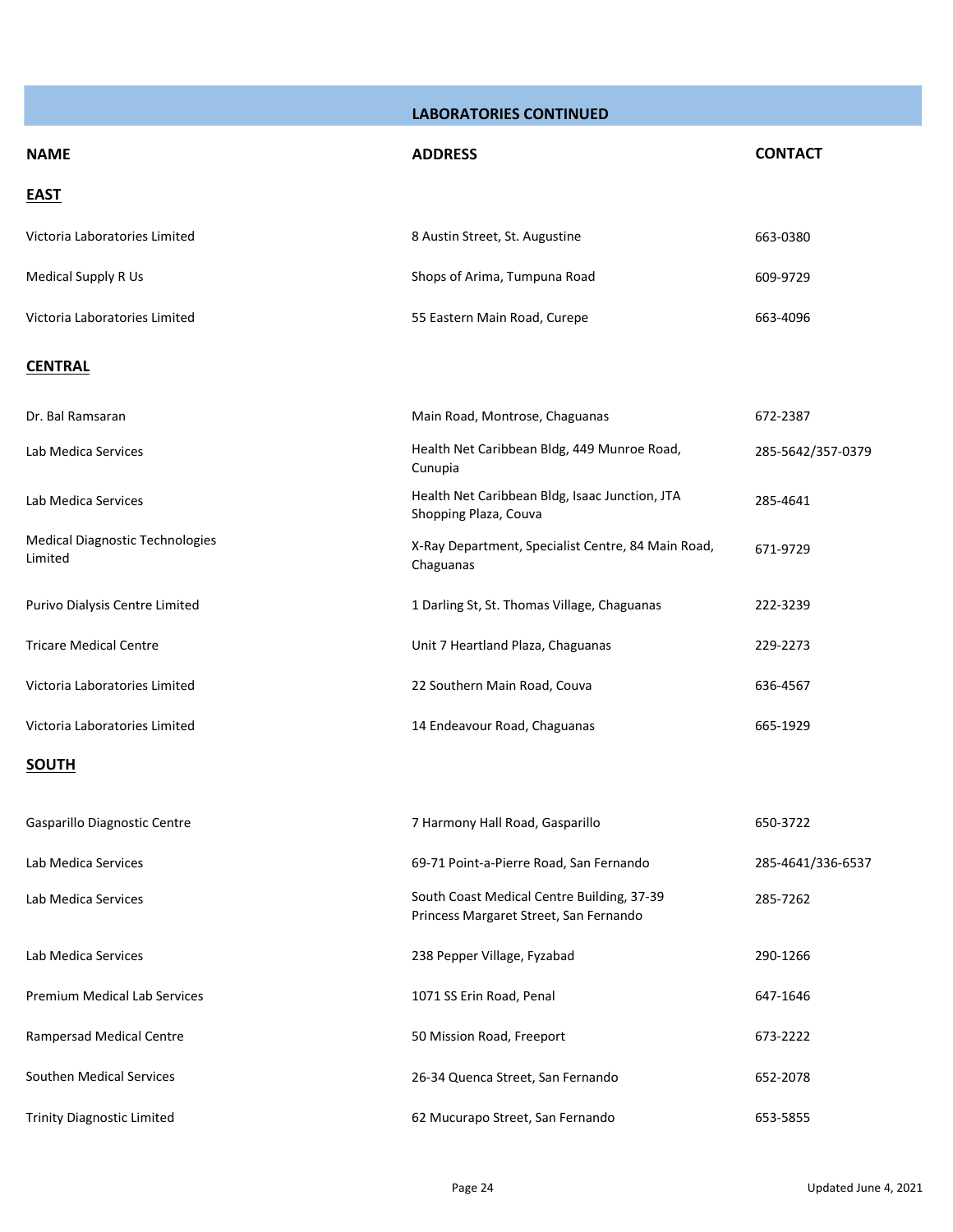## LABORATORIES CONTINUED

| NAME | ADDRESS | CONTACT |
|---|---|---|
| **EAST** | | |
| Victoria Laboratories Limited | 8 Austin Street, St. Augustine | 663-0380 |
| Medical Supply R Us | Shops of Arima, Tumpuna Road | 609-9729 |
| Victoria Laboratories Limited | 55 Eastern Main Road, Curepe | 663-4096 |
| **CENTRAL** | | |
| Dr. Bal Ramsaran | Main Road, Montrose, Chaguanas | 672-2387 |
| Lab Medica Services | Health Net Caribbean Bldg, 449 Munroe Road, Cunupia | 285-5642/357-0379 |
| Lab Medica Services | Health Net Caribbean Bldg, Isaac Junction, JTA Shopping Plaza, Couva | 285-4641 |
| Medical Diagnostic Technologies Limited | X-Ray Department, Specialist Centre, 84 Main Road, Chaguanas | 671-9729 |
| Purivo Dialysis Centre Limited | 1 Darling St, St. Thomas Village, Chaguanas | 222-3239 |
| Tricare Medical Centre | Unit 7 Heartland Plaza, Chaguanas | 229-2273 |
| Victoria Laboratories Limited | 22 Southern Main Road, Couva | 636-4567 |
| Victoria Laboratories Limited | 14 Endeavour Road, Chaguanas | 665-1929 |
| **SOUTH** | | |
| Gasparillo Diagnostic Centre | 7 Harmony Hall Road, Gasparillo | 650-3722 |
| Lab Medica Services | 69-71 Point-a-Pierre Road, San Fernando | 285-4641/336-6537 |
| Lab Medica Services | South Coast Medical Centre Building, 37-39 Princess Margaret Street, San Fernando | 285-7262 |
| Lab Medica Services | 238 Pepper Village, Fyzabad | 290-1266 |
| Premium Medical Lab Services | 1071 SS Erin Road, Penal | 647-1646 |
| Rampersad Medical Centre | 50 Mission Road, Freeport | 673-2222 |
| Southen Medical Services | 26-34 Quenca Street, San Fernando | 652-2078 |
| Trinity Diagnostic Limited | 62 Mucurapo Street, San Fernando | 653-5855 |

Updated June 4, 2021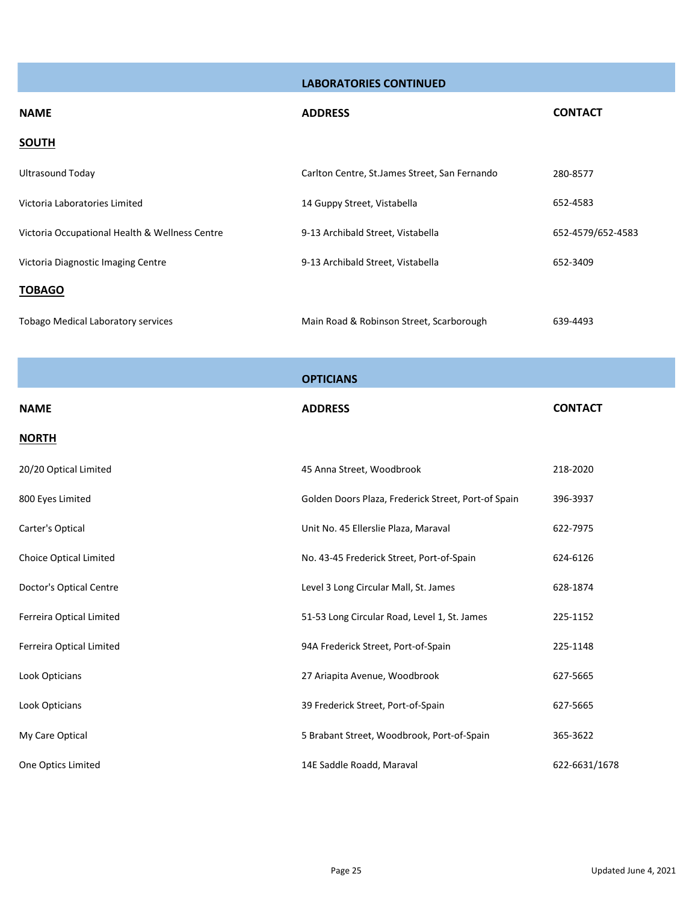## LABORATORIES CONTINUED

| NAME | ADDRESS | CONTACT |
|---|---|---|
| **SOUTH** | | |
| Ultrasound Today | Carlton Centre, St.James Street, San Fernando | 280-8577 |
| Victoria Laboratories Limited | 14 Guppy Street, Vistabella | 652-4583 |
| Victoria Occupational Health & Wellness Centre | 9-13 Archibald Street, Vistabella | 652-4579/652-4583 |
| Victoria Diagnostic Imaging Centre | 9-13 Archibald Street, Vistabella | 652-3409 |
| **TOBAGO** | | |
| Tobago Medical Laboratory services | Main Road & Robinson Street, Scarborough | 639-4493 |

## OPTICIANS

| NAME | ADDRESS | CONTACT |
|---|---|---|
| **NORTH** | | |
| 20/20 Optical Limited | 45 Anna Street, Woodbrook | 218-2020 |
| 800 Eyes Limited | Golden Doors Plaza, Frederick Street, Port-of Spain | 396-3937 |
| Carter's Optical | Unit No. 45 Ellerslie Plaza, Maraval | 622-7975 |
| Choice Optical Limited | No. 43-45 Frederick Street, Port-of-Spain | 624-6126 |
| Doctor's Optical Centre | Level 3 Long Circular Mall, St. James | 628-1874 |
| Ferreira Optical Limited | 51-53 Long Circular Road, Level 1, St. James | 225-1152 |
| Ferreira Optical Limited | 94A Frederick Street, Port-of-Spain | 225-1148 |
| Look Opticians | 27 Ariapita Avenue, Woodbrook | 627-5665 |
| Look Opticians | 39 Frederick Street, Port-of-Spain | 627-5665 |
| My Care Optical | 5 Brabant Street, Woodbrook, Port-of-Spain | 365-3622 |
| One Optics Limited | 14E Saddle Roadd, Maraval | 622-6631/1678 |

Updated June 4, 2021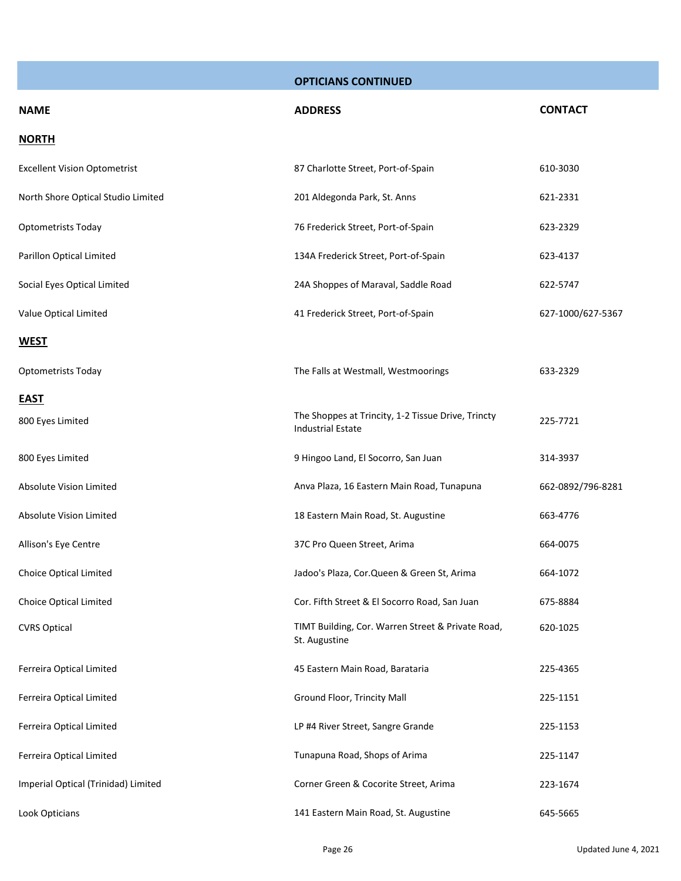## OPTICIANS CONTINUED

| NAME | ADDRESS | CONTACT |
|---|---|---|
| **NORTH** | | |
| Excellent Vision Optometrist | 87 Charlotte Street, Port-of-Spain | 610-3030 |
| North Shore Optical Studio Limited | 201 Aldegonda Park, St. Anns | 621-2331 |
| Optometrists Today | 76 Frederick Street, Port-of-Spain | 623-2329 |
| Parillon Optical Limited | 134A Frederick Street, Port-of-Spain | 623-4137 |
| Social Eyes Optical Limited | 24A Shoppes of Maraval, Saddle Road | 622-5747 |
| Value Optical Limited | 41 Frederick Street, Port-of-Spain | 627-1000/627-5367 |
| **WEST** | | |
| Optometrists Today | The Falls at Westmall, Westmoorings | 633-2329 |
| **EAST** | | |
| 800 Eyes Limited | The Shoppes at Trincity, 1-2 Tissue Drive, Trincty Industrial Estate | 225-7721 |
| 800 Eyes Limited | 9 Hingoo Land, El Socorro, San Juan | 314-3937 |
| Absolute Vision Limited | Anva Plaza, 16 Eastern Main Road, Tunapuna | 662-0892/796-8281 |
| Absolute Vision Limited | 18 Eastern Main Road, St. Augustine | 663-4776 |
| Allison's Eye Centre | 37C Pro Queen Street, Arima | 664-0075 |
| Choice Optical Limited | Jadoo's Plaza, Cor.Queen & Green St, Arima | 664-1072 |
| Choice Optical Limited | Cor. Fifth Street & El Socorro Road, San Juan | 675-8884 |
| CVRS Optical | TIMT Building, Cor. Warren Street & Private Road, St. Augustine | 620-1025 |
| Ferreira Optical Limited | 45 Eastern Main Road, Barataria | 225-4365 |
| Ferreira Optical Limited | Ground Floor, Trincity Mall | 225-1151 |
| Ferreira Optical Limited | LP #4 River Street, Sangre Grande | 225-1153 |
| Ferreira Optical Limited | Tunapuna Road, Shops of Arima | 225-1147 |
| Imperial Optical (Trinidad) Limited | Corner Green & Cocorite Street, Arima | 223-1674 |
| Look Opticians | 141 Eastern Main Road, St. Augustine | 645-5665 |

Updated June 4, 2021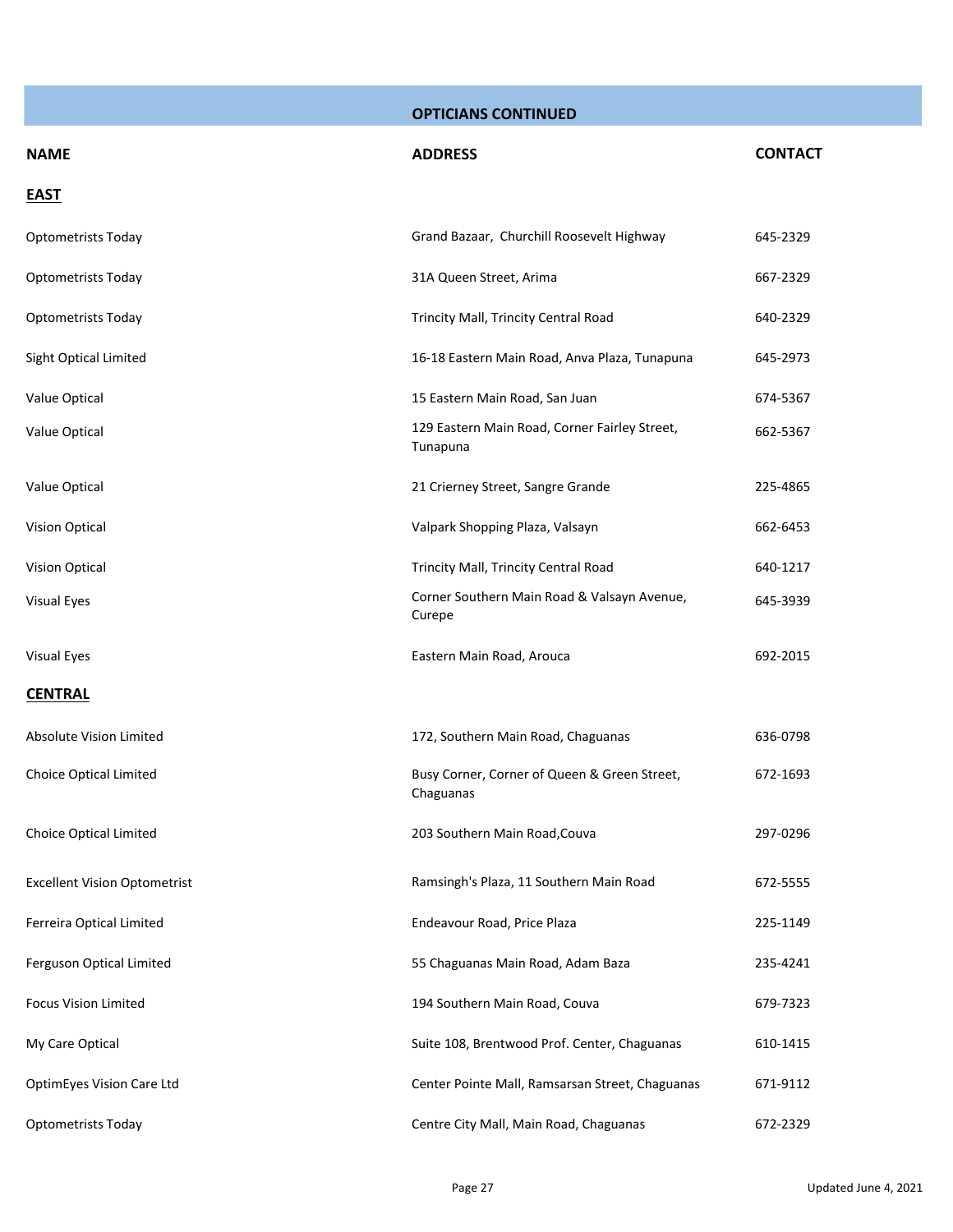## OPTICIANS CONTINUED

| NAME | ADDRESS | CONTACT |
|---|---|---|
| **EAST** | | |
| Optometrists Today | Grand Bazaar,  Churchill Roosevelt Highway | 645-2329 |
| Optometrists Today | 31A Queen Street, Arima | 667-2329 |
| Optometrists Today | Trincity Mall, Trincity Central Road | 640-2329 |
| Sight Optical Limited | 16-18 Eastern Main Road, Anva Plaza, Tunapuna | 645-2973 |
| Value Optical | 15 Eastern Main Road, San Juan | 674-5367 |
| Value Optical | 129 Eastern Main Road, Corner Fairley Street, Tunapuna | 662-5367 |
| Value Optical | 21 Crierney Street, Sangre Grande | 225-4865 |
| Vision Optical | Valpark Shopping Plaza, Valsayn | 662-6453 |
| Vision Optical | Trincity Mall, Trincity Central Road | 640-1217 |
| Visual Eyes | Corner Southern Main Road & Valsayn Avenue, Curepe | 645-3939 |
| Visual Eyes | Eastern Main Road, Arouca | 692-2015 |
| **CENTRAL** | | |
| Absolute Vision Limited | 172, Southern Main Road, Chaguanas | 636-0798 |
| Choice Optical Limited | Busy Corner, Corner of Queen & Green Street, Chaguanas | 672-1693 |
| Choice Optical Limited | 203 Southern Main Road,Couva | 297-0296 |
| Excellent Vision Optometrist | Ramsingh's Plaza, 11 Southern Main Road | 672-5555 |
| Ferreira Optical Limited | Endeavour Road, Price Plaza | 225-1149 |
| Ferguson Optical Limited | 55 Chaguanas Main Road, Adam Baza | 235-4241 |
| Focus Vision Limited | 194 Southern Main Road, Couva | 679-7323 |
| My Care Optical | Suite 108, Brentwood Prof. Center, Chaguanas | 610-1415 |
| OptimEyes Vision Care Ltd | Center Pointe Mall, Ramsarsan Street, Chaguanas | 671-9112 |
| Optometrists Today | Centre City Mall, Main Road, Chaguanas | 672-2329 |

Updated June 4, 2021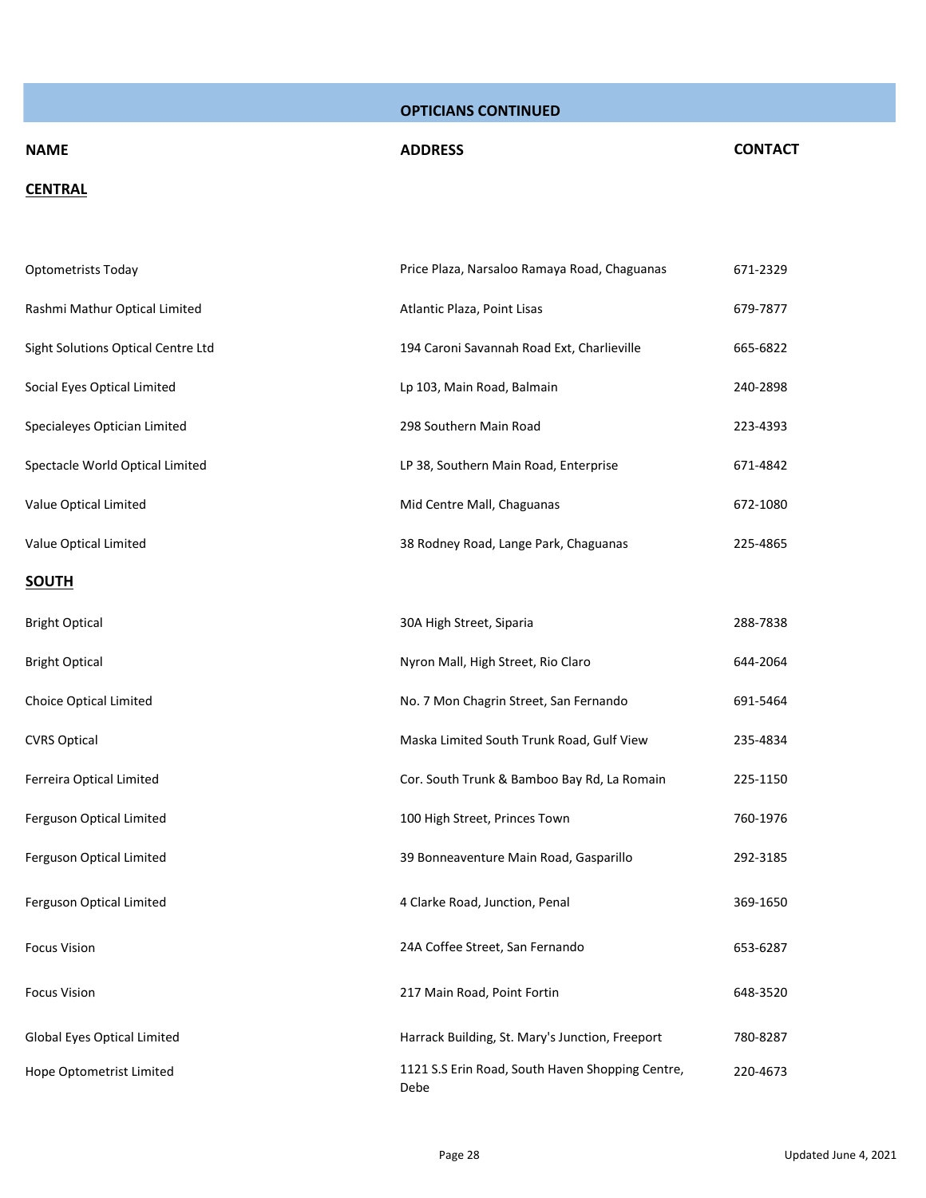## OPTICIANS CONTINUED

| NAME | ADDRESS | CONTACT |
|---|---|---|
| **CENTRAL** | | |
| Optometrists Today | Price Plaza, Narsaloo Ramaya Road, Chaguanas | 671-2329 |
| Rashmi Mathur Optical Limited | Atlantic Plaza, Point Lisas | 679-7877 |
| Sight Solutions Optical Centre Ltd | 194 Caroni Savannah Road Ext, Charlieville | 665-6822 |
| Social Eyes Optical Limited | Lp 103, Main Road, Balmain | 240-2898 |
| Specialeyes Optician Limited | 298 Southern Main Road | 223-4393 |
| Spectacle World Optical Limited | LP 38, Southern Main Road, Enterprise | 671-4842 |
| Value Optical Limited | Mid Centre Mall, Chaguanas | 672-1080 |
| Value Optical Limited | 38 Rodney Road, Lange Park, Chaguanas | 225-4865 |
| **SOUTH** | | |
| Bright Optical | 30A High Street, Siparia | 288-7838 |
| Bright Optical | Nyron Mall, High Street, Rio Claro | 644-2064 |
| Choice Optical Limited | No. 7 Mon Chagrin Street, San Fernando | 691-5464 |
| CVRS Optical | Maska Limited South Trunk Road, Gulf View | 235-4834 |
| Ferreira Optical Limited | Cor. South Trunk & Bamboo Bay Rd, La Romain | 225-1150 |
| Ferguson Optical Limited | 100 High Street, Princes Town | 760-1976 |
| Ferguson Optical Limited | 39 Bonneaventure Main Road, Gasparillo | 292-3185 |
| Ferguson Optical Limited | 4 Clarke Road, Junction, Penal | 369-1650 |
| Focus Vision | 24A Coffee Street, San Fernando | 653-6287 |
| Focus Vision | 217 Main Road, Point Fortin | 648-3520 |
| Global Eyes Optical Limited | Harrack Building, St. Mary's Junction, Freeport | 780-8287 |
| Hope Optometrist Limited | 1121 S.S Erin Road, South Haven Shopping Centre, Debe | 220-4673 |

Updated June 4, 2021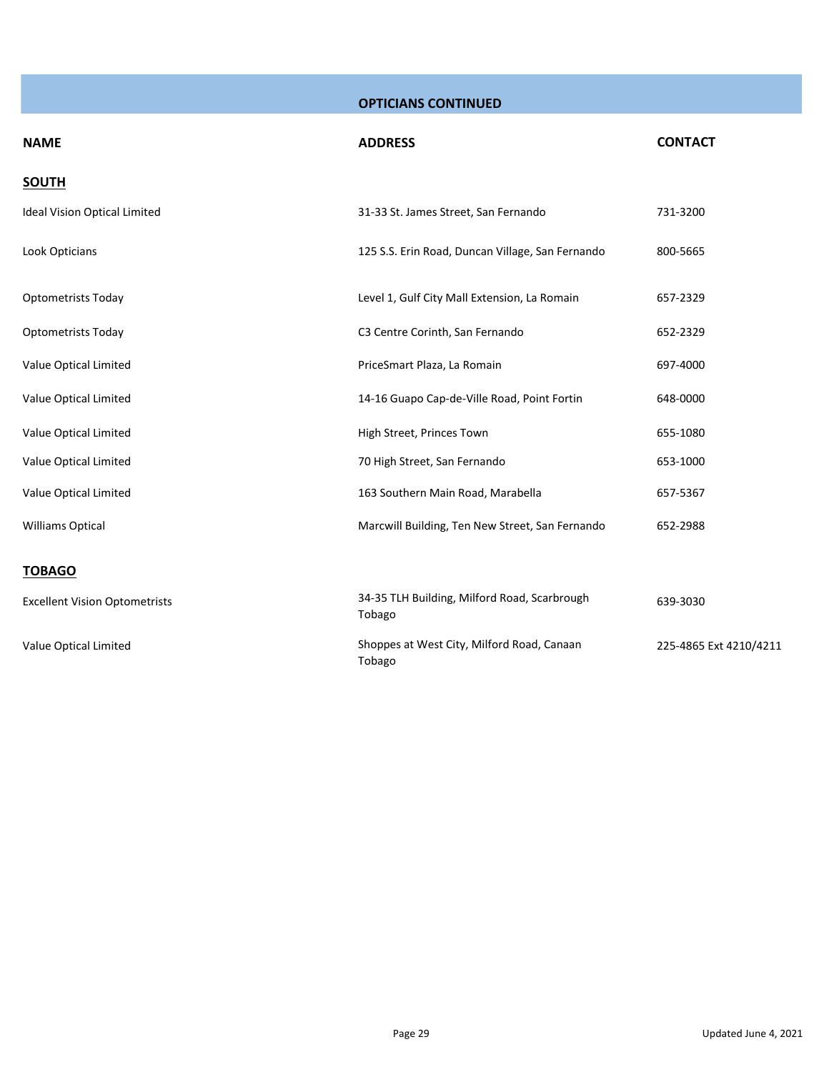## OPTICIANS CONTINUED

| NAME | ADDRESS | CONTACT |
|---|---|---|
| **SOUTH** | | |
| Ideal Vision Optical Limited | 31-33 St. James Street, San Fernando | 731-3200 |
| Look Opticians | 125 S.S. Erin Road, Duncan Village, San Fernando | 800-5665 |
| Optometrists Today | Level 1, Gulf City Mall Extension, La Romain | 657-2329 |
| Optometrists Today | C3 Centre Corinth, San Fernando | 652-2329 |
| Value Optical Limited | PriceSmart Plaza, La Romain | 697-4000 |
| Value Optical Limited | 14-16 Guapo Cap-de-Ville Road, Point Fortin | 648-0000 |
| Value Optical Limited | High Street, Princes Town | 655-1080 |
| Value Optical Limited | 70 High Street, San Fernando | 653-1000 |
| Value Optical Limited | 163 Southern Main Road, Marabella | 657-5367 |
| Williams Optical | Marcwill Building, Ten New Street, San Fernando | 652-2988 |
| **TOBAGO** | | |
| Excellent Vision Optometrists | 34-35 TLH Building, Milford Road, Scarbrough Tobago | 639-3030 |
| Value Optical Limited | Shoppes at West City, Milford Road, Canaan Tobago | 225-4865 Ext 4210/4211 |

Updated June 4, 2021